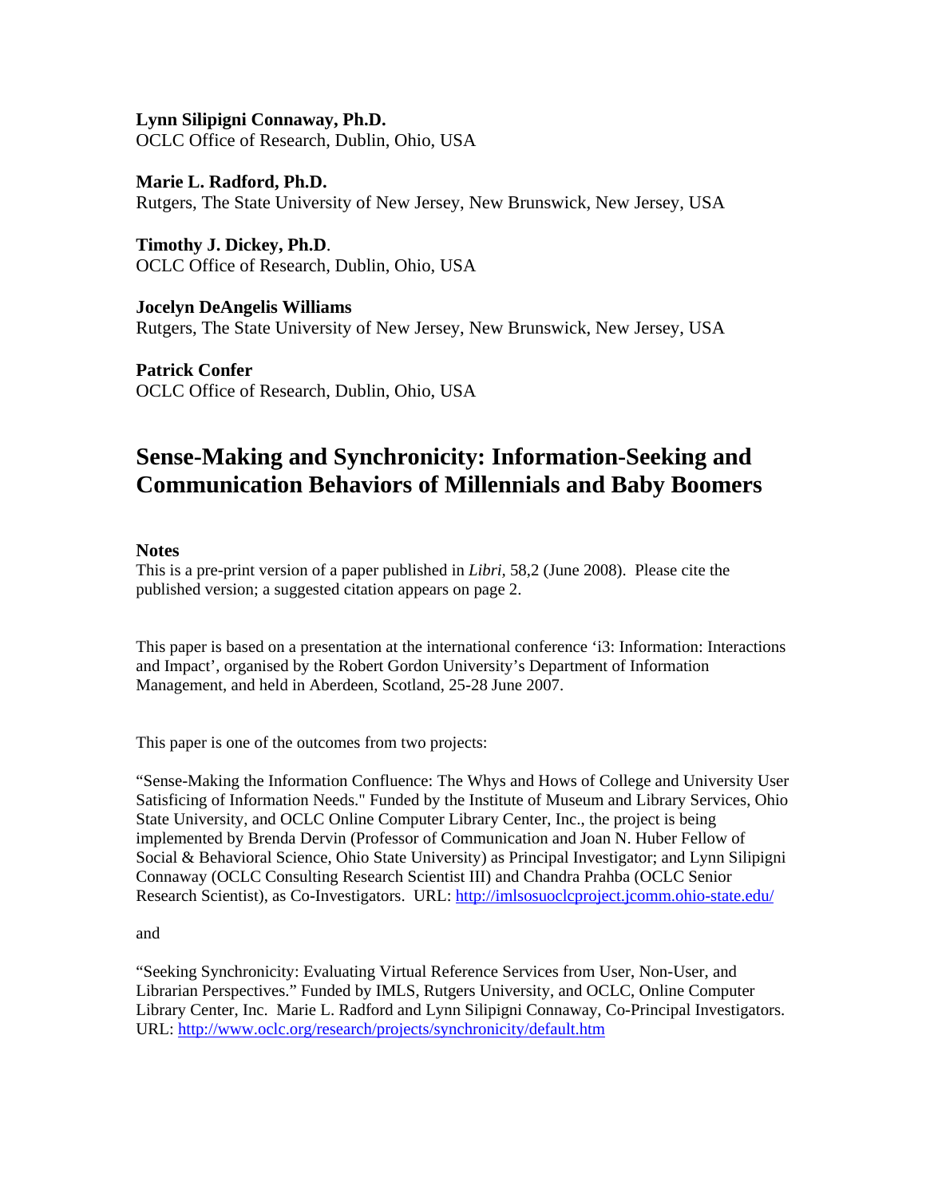**Lynn Silipigni Connaway, Ph.D.**
OCLC Office of Research, Dublin, Ohio, USA

**Marie L. Radford, Ph.D.**
Rutgers, The State University of New Jersey, New Brunswick, New Jersey, USA

**Timothy J. Dickey, Ph.D**.
OCLC Office of Research, Dublin, Ohio, USA

**Jocelyn DeAngelis Williams**
Rutgers, The State University of New Jersey, New Brunswick, New Jersey, USA

**Patrick Confer**
OCLC Office of Research, Dublin, Ohio, USA

# Sense-Making and Synchronicity: Information-Seeking and Communication Behaviors of Millennials and Baby Boomers

**Notes**

This is a pre-print version of a paper published in *Libri*, 58,2 (June 2008). Please cite the published version; a suggested citation appears on page 2.

This paper is based on a presentation at the international conference 'i3: Information: Interactions and Impact', organised by the Robert Gordon University's Department of Information Management, and held in Aberdeen, Scotland, 25-28 June 2007.

This paper is one of the outcomes from two projects:

"Sense-Making the Information Confluence: The Whys and Hows of College and University User Satisficing of Information Needs." Funded by the Institute of Museum and Library Services, Ohio State University, and OCLC Online Computer Library Center, Inc., the project is being implemented by Brenda Dervin (Professor of Communication and Joan N. Huber Fellow of Social & Behavioral Science, Ohio State University) as Principal Investigator; and Lynn Silipigni Connaway (OCLC Consulting Research Scientist III) and Chandra Prahba (OCLC Senior Research Scientist), as Co-Investigators. URL: http://imlsosuoclcproject.jcomm.ohio-state.edu/

and

"Seeking Synchronicity: Evaluating Virtual Reference Services from User, Non-User, and Librarian Perspectives." Funded by IMLS, Rutgers University, and OCLC, Online Computer Library Center, Inc. Marie L. Radford and Lynn Silipigni Connaway, Co-Principal Investigators. URL: http://www.oclc.org/research/projects/synchronicity/default.htm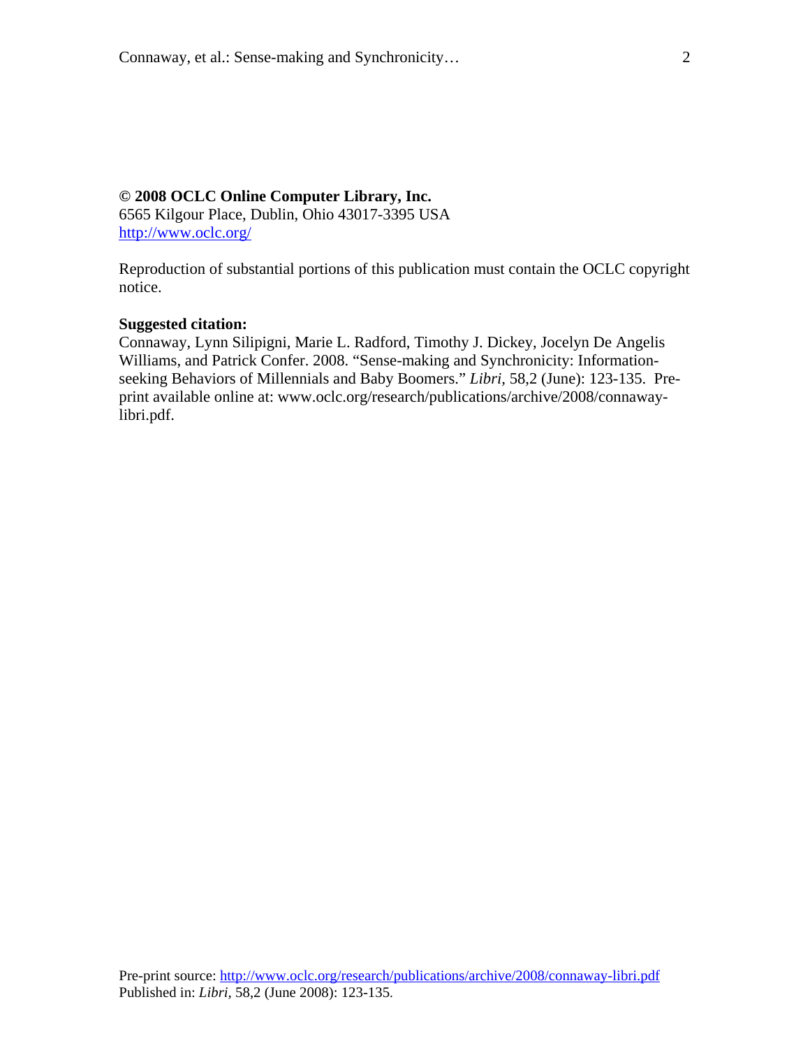**© 2008 OCLC Online Computer Library, Inc.**
6565 Kilgour Place, Dublin, Ohio 43017-3395 USA
http://www.oclc.org/

Reproduction of substantial portions of this publication must contain the OCLC copyright notice.

**Suggested citation:**
Connaway, Lynn Silipigni, Marie L. Radford, Timothy J. Dickey, Jocelyn De Angelis Williams, and Patrick Confer. 2008. "Sense-making and Synchronicity: Information-seeking Behaviors of Millennials and Baby Boomers." *Libri,* 58,2 (June): 123-135. Pre-print available online at: www.oclc.org/research/publications/archive/2008/connaway-libri.pdf.

Pre-print source: http://www.oclc.org/research/publications/archive/2008/connaway-libri.pdf
Published in: *Libri,* 58,2 (June 2008): 123-135.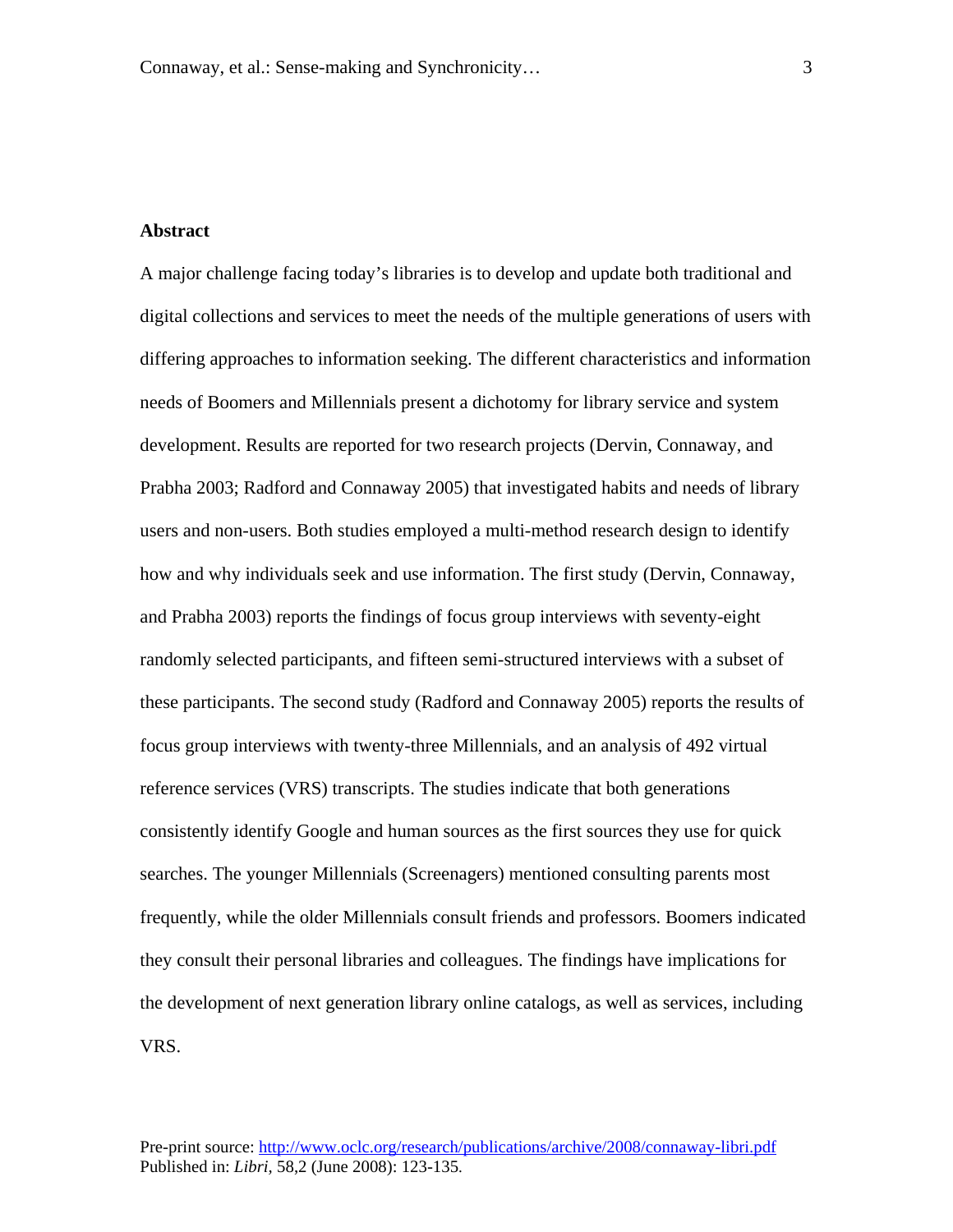**Abstract**

A major challenge facing today's libraries is to develop and update both traditional and digital collections and services to meet the needs of the multiple generations of users with differing approaches to information seeking. The different characteristics and information needs of Boomers and Millennials present a dichotomy for library service and system development. Results are reported for two research projects (Dervin, Connaway, and Prabha 2003; Radford and Connaway 2005) that investigated habits and needs of library users and non-users. Both studies employed a multi-method research design to identify how and why individuals seek and use information. The first study (Dervin, Connaway, and Prabha 2003) reports the findings of focus group interviews with seventy-eight randomly selected participants, and fifteen semi-structured interviews with a subset of these participants. The second study (Radford and Connaway 2005) reports the results of focus group interviews with twenty-three Millennials, and an analysis of 492 virtual reference services (VRS) transcripts. The studies indicate that both generations consistently identify Google and human sources as the first sources they use for quick searches. The younger Millennials (Screenagers) mentioned consulting parents most frequently, while the older Millennials consult friends and professors. Boomers indicated they consult their personal libraries and colleagues. The findings have implications for the development of next generation library online catalogs, as well as services, including VRS.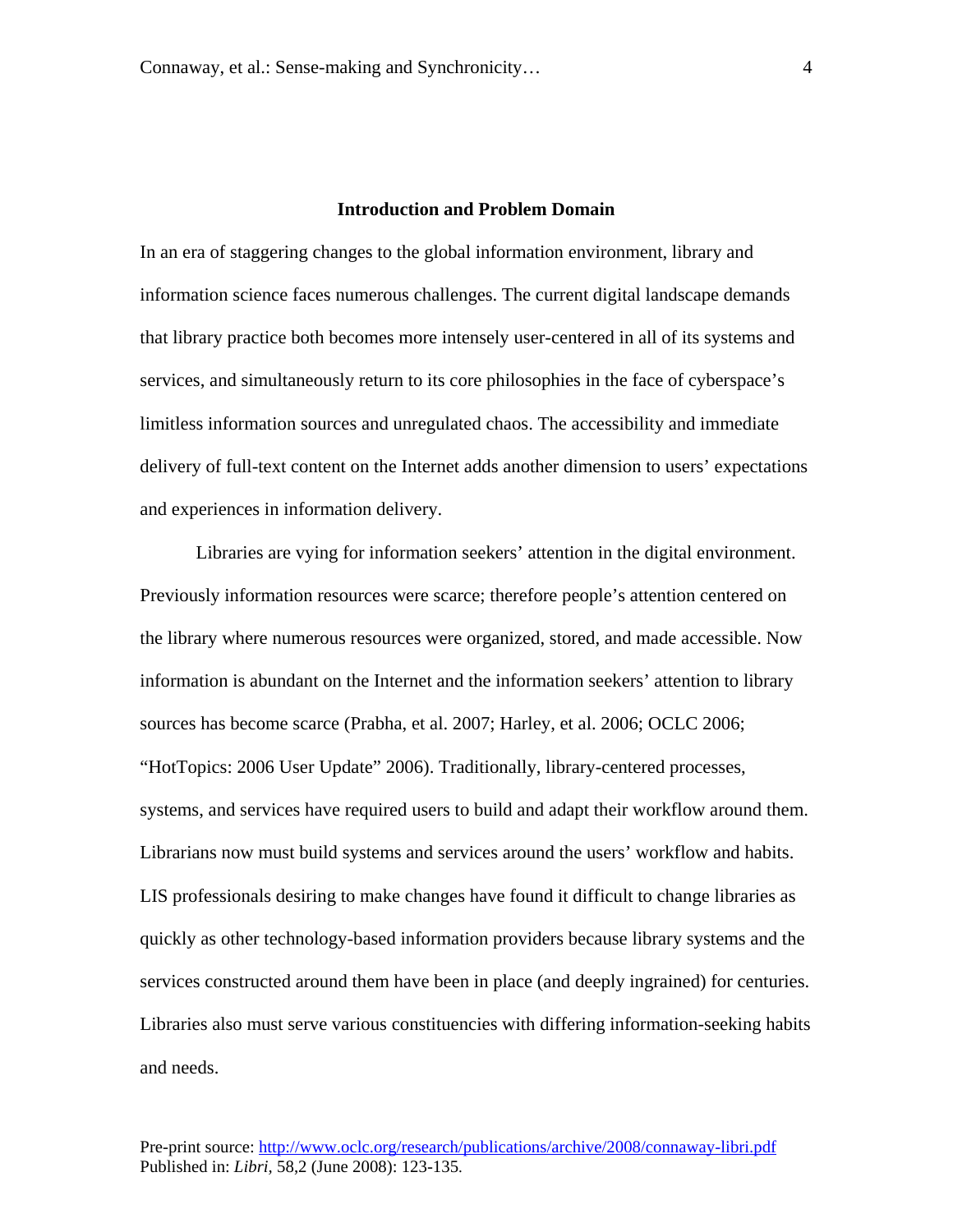## Introduction and Problem Domain

In an era of staggering changes to the global information environment, library and information science faces numerous challenges. The current digital landscape demands that library practice both becomes more intensely user-centered in all of its systems and services, and simultaneously return to its core philosophies in the face of cyberspace's limitless information sources and unregulated chaos. The accessibility and immediate delivery of full-text content on the Internet adds another dimension to users' expectations and experiences in information delivery.

Libraries are vying for information seekers' attention in the digital environment. Previously information resources were scarce; therefore people's attention centered on the library where numerous resources were organized, stored, and made accessible. Now information is abundant on the Internet and the information seekers' attention to library sources has become scarce (Prabha, et al. 2007; Harley, et al. 2006; OCLC 2006; "HotTopics: 2006 User Update" 2006). Traditionally, library-centered processes, systems, and services have required users to build and adapt their workflow around them. Librarians now must build systems and services around the users' workflow and habits. LIS professionals desiring to make changes have found it difficult to change libraries as quickly as other technology-based information providers because library systems and the services constructed around them have been in place (and deeply ingrained) for centuries. Libraries also must serve various constituencies with differing information-seeking habits and needs.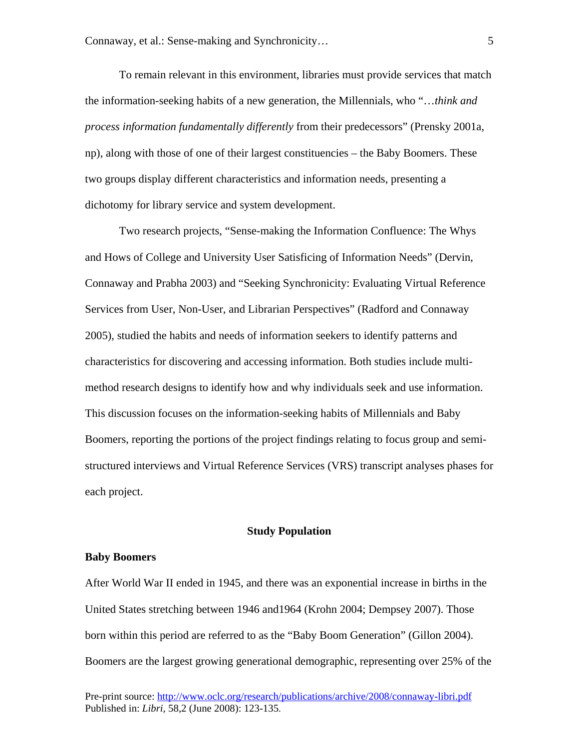To remain relevant in this environment, libraries must provide services that match the information-seeking habits of a new generation, the Millennials, who "…*think and process information fundamentally differently* from their predecessors" (Prensky 2001a, np), along with those of one of their largest constituencies – the Baby Boomers. These two groups display different characteristics and information needs, presenting a dichotomy for library service and system development.

Two research projects, "Sense-making the Information Confluence: The Whys and Hows of College and University User Satisficing of Information Needs" (Dervin, Connaway and Prabha 2003) and "Seeking Synchronicity: Evaluating Virtual Reference Services from User, Non-User, and Librarian Perspectives" (Radford and Connaway 2005), studied the habits and needs of information seekers to identify patterns and characteristics for discovering and accessing information. Both studies include multi-method research designs to identify how and why individuals seek and use information. This discussion focuses on the information-seeking habits of Millennials and Baby Boomers, reporting the portions of the project findings relating to focus group and semi-structured interviews and Virtual Reference Services (VRS) transcript analyses phases for each project.

## Study Population

### Baby Boomers

After World War II ended in 1945, and there was an exponential increase in births in the United States stretching between 1946 and1964 (Krohn 2004; Dempsey 2007). Those born within this period are referred to as the "Baby Boom Generation" (Gillon 2004). Boomers are the largest growing generational demographic, representing over 25% of the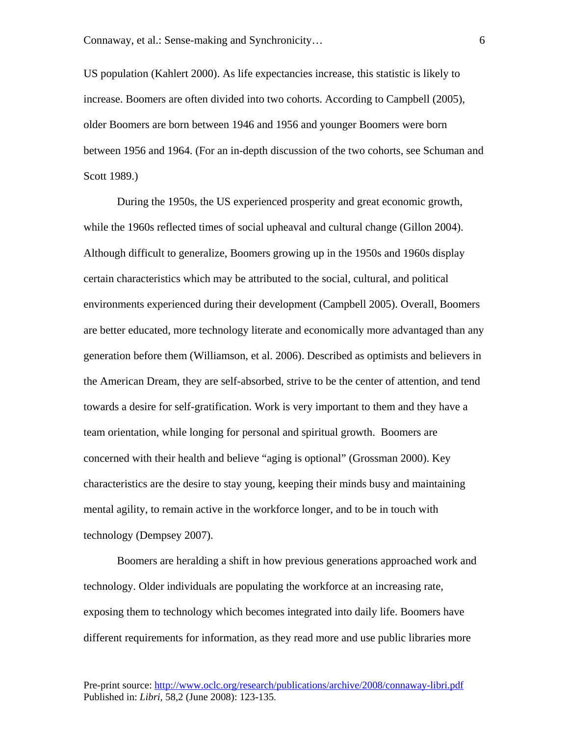US population (Kahlert 2000). As life expectancies increase, this statistic is likely to increase. Boomers are often divided into two cohorts. According to Campbell (2005), older Boomers are born between 1946 and 1956 and younger Boomers were born between 1956 and 1964. (For an in-depth discussion of the two cohorts, see Schuman and Scott 1989.)

During the 1950s, the US experienced prosperity and great economic growth, while the 1960s reflected times of social upheaval and cultural change (Gillon 2004). Although difficult to generalize, Boomers growing up in the 1950s and 1960s display certain characteristics which may be attributed to the social, cultural, and political environments experienced during their development (Campbell 2005). Overall, Boomers are better educated, more technology literate and economically more advantaged than any generation before them (Williamson, et al. 2006). Described as optimists and believers in the American Dream, they are self-absorbed, strive to be the center of attention, and tend towards a desire for self-gratification. Work is very important to them and they have a team orientation, while longing for personal and spiritual growth. Boomers are concerned with their health and believe "aging is optional" (Grossman 2000). Key characteristics are the desire to stay young, keeping their minds busy and maintaining mental agility, to remain active in the workforce longer, and to be in touch with technology (Dempsey 2007).

Boomers are heralding a shift in how previous generations approached work and technology. Older individuals are populating the workforce at an increasing rate, exposing them to technology which becomes integrated into daily life. Boomers have different requirements for information, as they read more and use public libraries more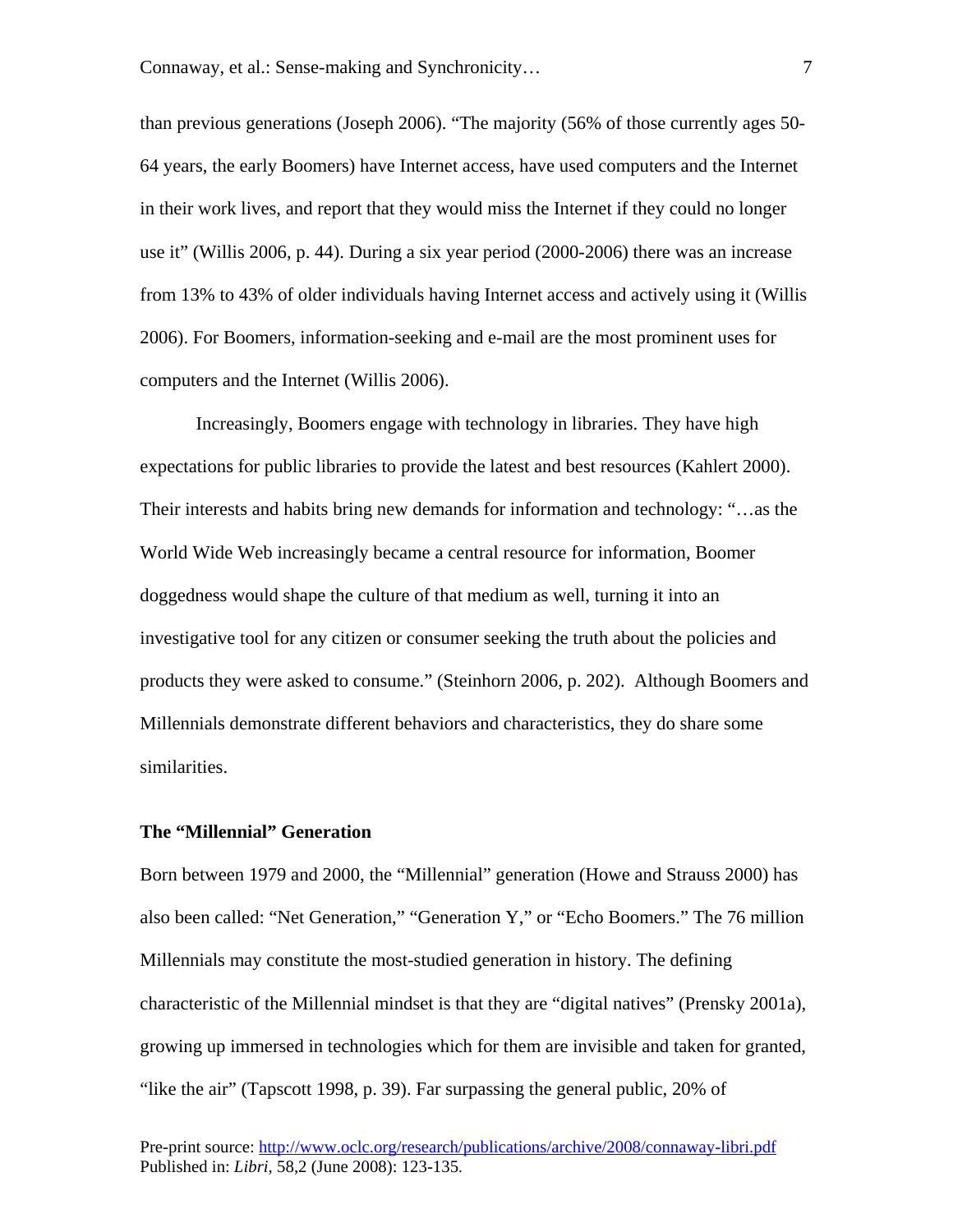than previous generations (Joseph 2006). "The majority (56% of those currently ages 50-64 years, the early Boomers) have Internet access, have used computers and the Internet in their work lives, and report that they would miss the Internet if they could no longer use it" (Willis 2006, p. 44). During a six year period (2000-2006) there was an increase from 13% to 43% of older individuals having Internet access and actively using it (Willis 2006). For Boomers, information-seeking and e-mail are the most prominent uses for computers and the Internet (Willis 2006).

Increasingly, Boomers engage with technology in libraries. They have high expectations for public libraries to provide the latest and best resources (Kahlert 2000). Their interests and habits bring new demands for information and technology: "…as the World Wide Web increasingly became a central resource for information, Boomer doggedness would shape the culture of that medium as well, turning it into an investigative tool for any citizen or consumer seeking the truth about the policies and products they were asked to consume." (Steinhorn 2006, p. 202). Although Boomers and Millennials demonstrate different behaviors and characteristics, they do share some similarities.

## The "Millennial" Generation

Born between 1979 and 2000, the "Millennial" generation (Howe and Strauss 2000) has also been called: "Net Generation," "Generation Y," or "Echo Boomers." The 76 million Millennials may constitute the most-studied generation in history. The defining characteristic of the Millennial mindset is that they are "digital natives" (Prensky 2001a), growing up immersed in technologies which for them are invisible and taken for granted, "like the air" (Tapscott 1998, p. 39). Far surpassing the general public, 20% of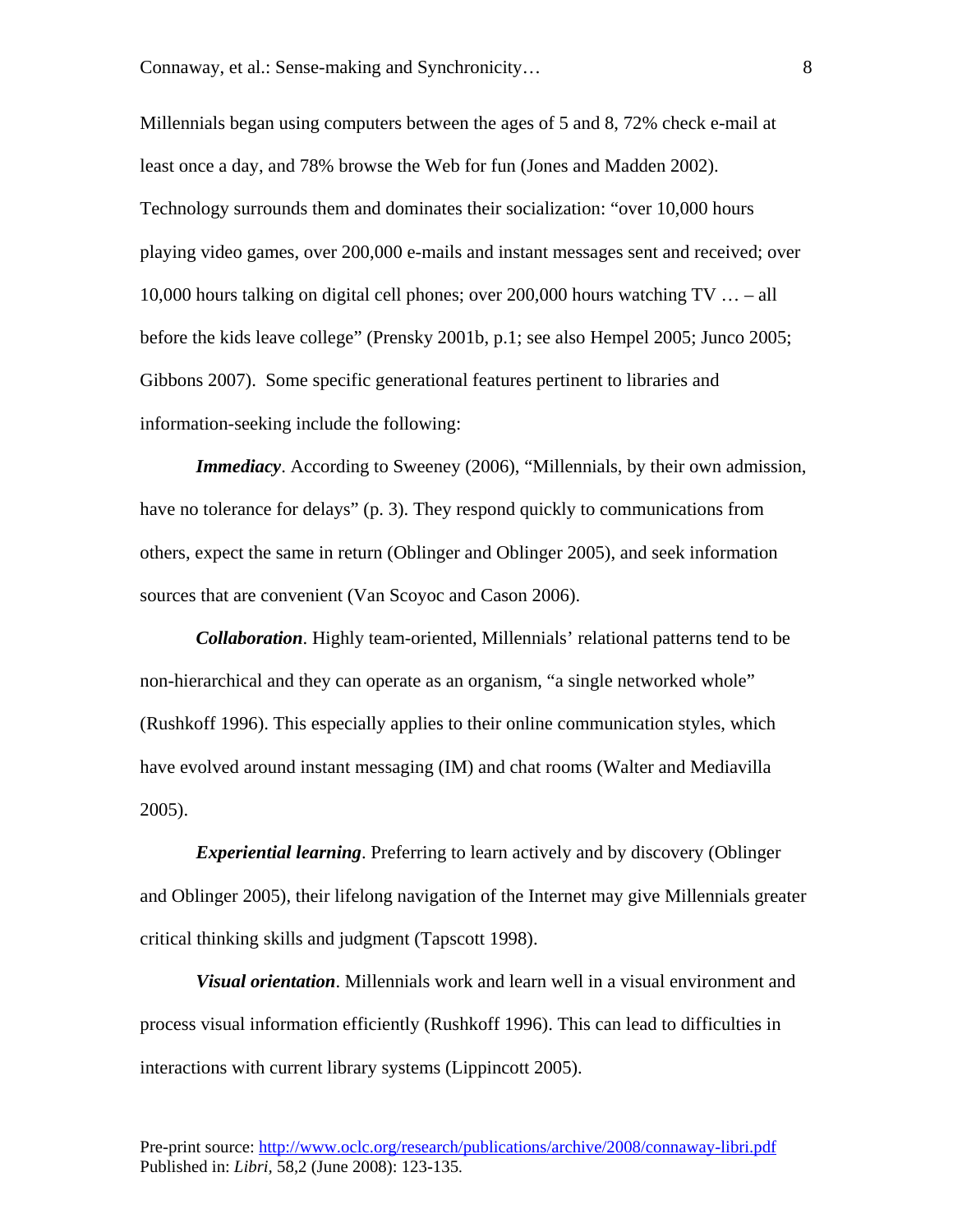Millennials began using computers between the ages of 5 and 8, 72% check e-mail at least once a day, and 78% browse the Web for fun (Jones and Madden 2002). Technology surrounds them and dominates their socialization: "over 10,000 hours playing video games, over 200,000 e-mails and instant messages sent and received; over 10,000 hours talking on digital cell phones; over 200,000 hours watching TV … – all before the kids leave college" (Prensky 2001b, p.1; see also Hempel 2005; Junco 2005; Gibbons 2007). Some specific generational features pertinent to libraries and information-seeking include the following:

***Immediacy***. According to Sweeney (2006), "Millennials, by their own admission, have no tolerance for delays" (p. 3). They respond quickly to communications from others, expect the same in return (Oblinger and Oblinger 2005), and seek information sources that are convenient (Van Scoyoc and Cason 2006).

***Collaboration***. Highly team-oriented, Millennials' relational patterns tend to be non-hierarchical and they can operate as an organism, "a single networked whole" (Rushkoff 1996). This especially applies to their online communication styles, which have evolved around instant messaging (IM) and chat rooms (Walter and Mediavilla 2005).

***Experiential learning***. Preferring to learn actively and by discovery (Oblinger and Oblinger 2005), their lifelong navigation of the Internet may give Millennials greater critical thinking skills and judgment (Tapscott 1998).

***Visual orientation***. Millennials work and learn well in a visual environment and process visual information efficiently (Rushkoff 1996). This can lead to difficulties in interactions with current library systems (Lippincott 2005).

Pre-print source: http://www.oclc.org/research/publications/archive/2008/connaway-libri.pdf
Published in: *Libri*, 58,2 (June 2008): 123-135.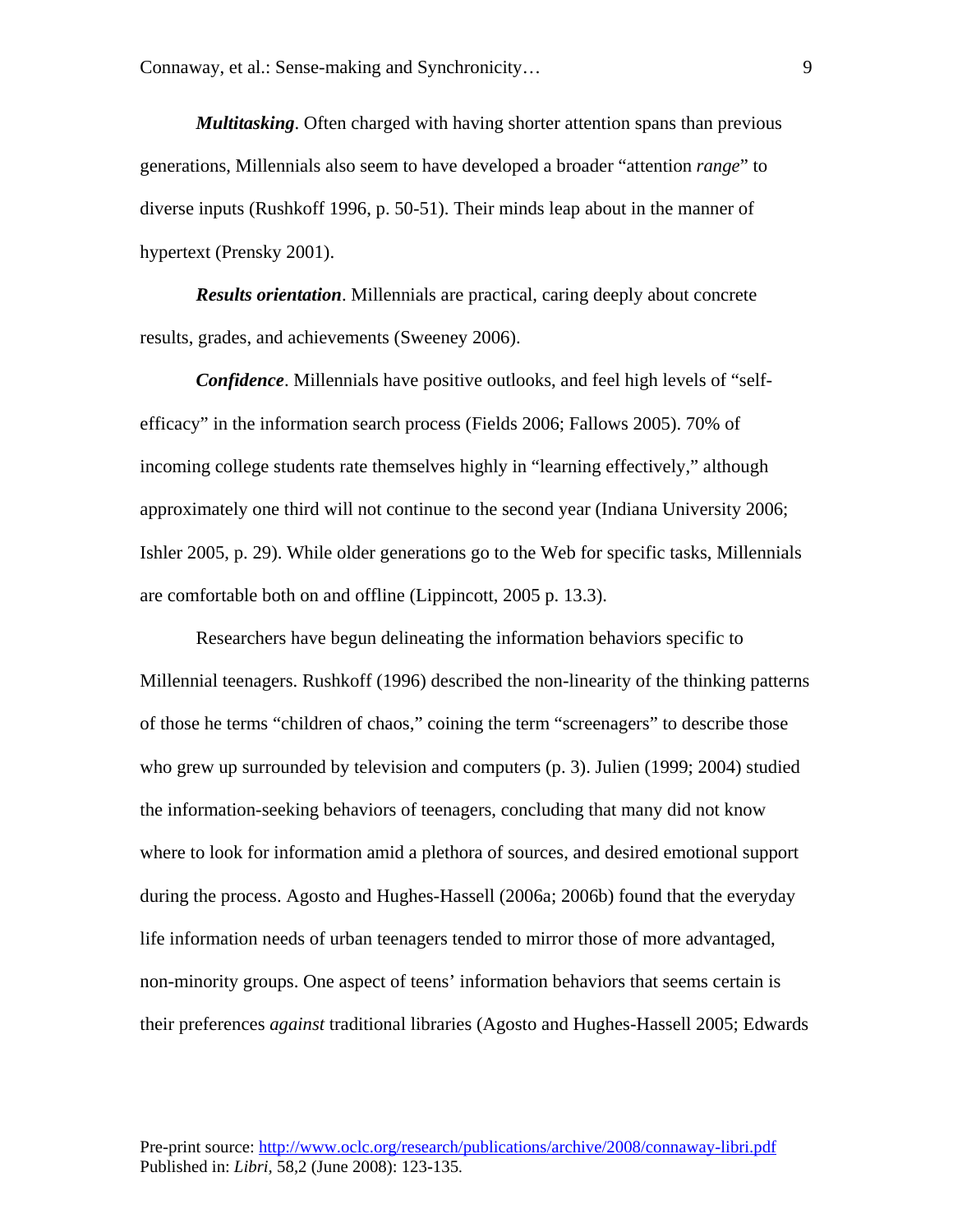***Multitasking***. Often charged with having shorter attention spans than previous generations, Millennials also seem to have developed a broader "attention *range*" to diverse inputs (Rushkoff 1996, p. 50-51). Their minds leap about in the manner of hypertext (Prensky 2001).

***Results orientation***. Millennials are practical, caring deeply about concrete results, grades, and achievements (Sweeney 2006).

***Confidence***. Millennials have positive outlooks, and feel high levels of "self-efficacy" in the information search process (Fields 2006; Fallows 2005). 70% of incoming college students rate themselves highly in "learning effectively," although approximately one third will not continue to the second year (Indiana University 2006; Ishler 2005, p. 29). While older generations go to the Web for specific tasks, Millennials are comfortable both on and offline (Lippincott, 2005 p. 13.3).

Researchers have begun delineating the information behaviors specific to Millennial teenagers. Rushkoff (1996) described the non-linearity of the thinking patterns of those he terms "children of chaos," coining the term "screenagers" to describe those who grew up surrounded by television and computers (p. 3). Julien (1999; 2004) studied the information-seeking behaviors of teenagers, concluding that many did not know where to look for information amid a plethora of sources, and desired emotional support during the process. Agosto and Hughes-Hassell (2006a; 2006b) found that the everyday life information needs of urban teenagers tended to mirror those of more advantaged, non-minority groups. One aspect of teens' information behaviors that seems certain is their preferences *against* traditional libraries (Agosto and Hughes-Hassell 2005; Edwards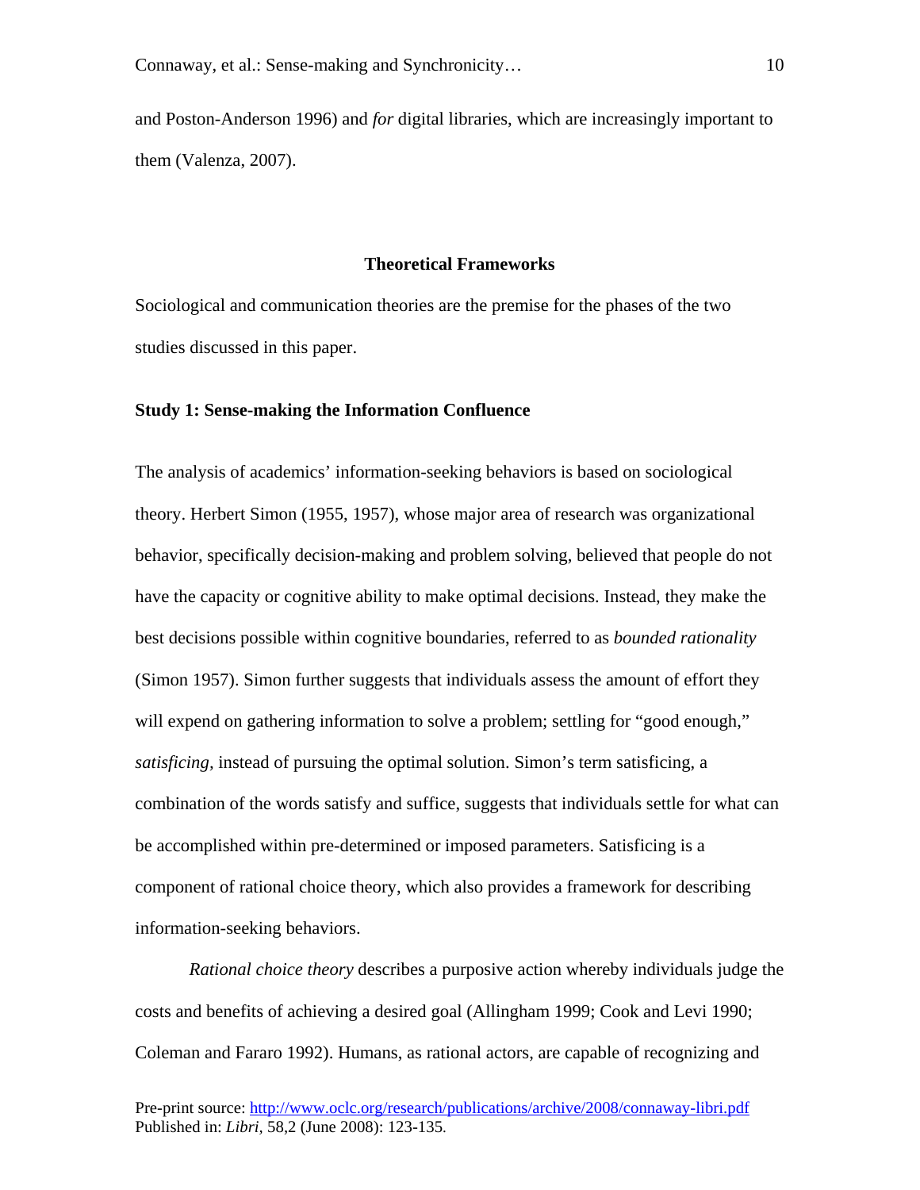and Poston-Anderson 1996) and *for* digital libraries, which are increasingly important to them (Valenza, 2007).

## Theoretical Frameworks

Sociological and communication theories are the premise for the phases of the two studies discussed in this paper.

### Study 1: Sense-making the Information Confluence

The analysis of academics' information-seeking behaviors is based on sociological theory. Herbert Simon (1955, 1957), whose major area of research was organizational behavior, specifically decision-making and problem solving, believed that people do not have the capacity or cognitive ability to make optimal decisions. Instead, they make the best decisions possible within cognitive boundaries, referred to as *bounded rationality* (Simon 1957). Simon further suggests that individuals assess the amount of effort they will expend on gathering information to solve a problem; settling for "good enough," *satisficing,* instead of pursuing the optimal solution. Simon's term satisficing, a combination of the words satisfy and suffice, suggests that individuals settle for what can be accomplished within pre-determined or imposed parameters. Satisficing is a component of rational choice theory, which also provides a framework for describing information-seeking behaviors.

*Rational choice theory* describes a purposive action whereby individuals judge the costs and benefits of achieving a desired goal (Allingham 1999; Cook and Levi 1990; Coleman and Fararo 1992). Humans, as rational actors, are capable of recognizing and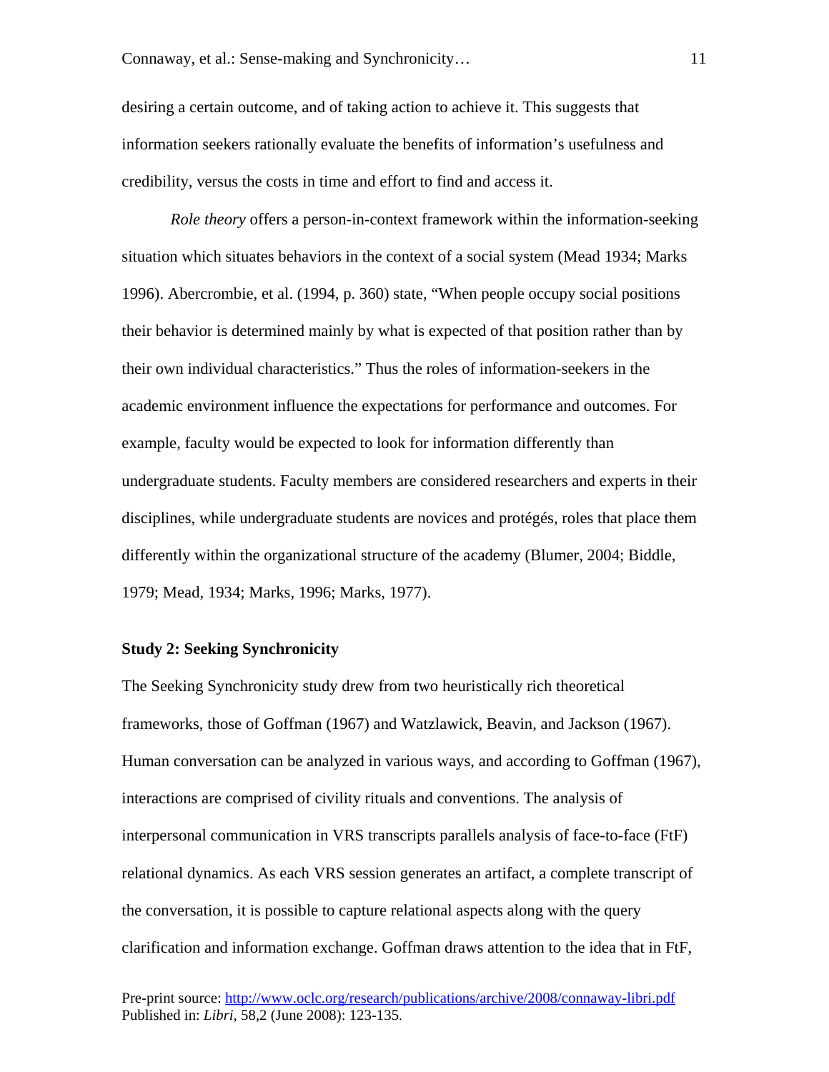desiring a certain outcome, and of taking action to achieve it. This suggests that information seekers rationally evaluate the benefits of information's usefulness and credibility, versus the costs in time and effort to find and access it.

*Role theory* offers a person-in-context framework within the information-seeking situation which situates behaviors in the context of a social system (Mead 1934; Marks 1996). Abercrombie, et al. (1994, p. 360) state, "When people occupy social positions their behavior is determined mainly by what is expected of that position rather than by their own individual characteristics." Thus the roles of information-seekers in the academic environment influence the expectations for performance and outcomes. For example, faculty would be expected to look for information differently than undergraduate students. Faculty members are considered researchers and experts in their disciplines, while undergraduate students are novices and protégés, roles that place them differently within the organizational structure of the academy (Blumer, 2004; Biddle, 1979; Mead, 1934; Marks, 1996; Marks, 1977).

**Study 2: Seeking Synchronicity**

The Seeking Synchronicity study drew from two heuristically rich theoretical frameworks, those of Goffman (1967) and Watzlawick, Beavin, and Jackson (1967). Human conversation can be analyzed in various ways, and according to Goffman (1967), interactions are comprised of civility rituals and conventions. The analysis of interpersonal communication in VRS transcripts parallels analysis of face-to-face (FtF) relational dynamics. As each VRS session generates an artifact, a complete transcript of the conversation, it is possible to capture relational aspects along with the query clarification and information exchange. Goffman draws attention to the idea that in FtF,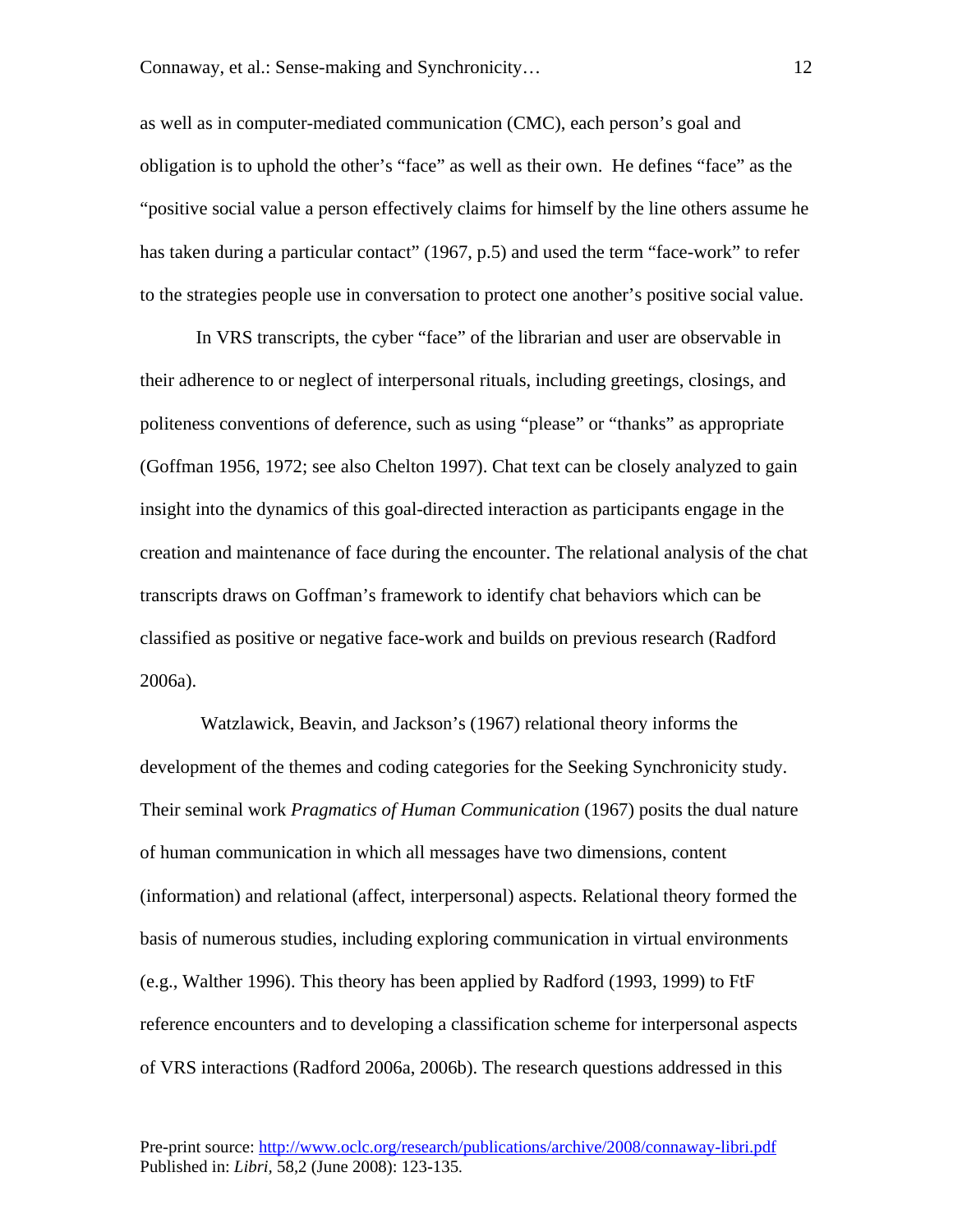as well as in computer-mediated communication (CMC), each person's goal and obligation is to uphold the other's "face" as well as their own. He defines "face" as the "positive social value a person effectively claims for himself by the line others assume he has taken during a particular contact" (1967, p.5) and used the term "face-work" to refer to the strategies people use in conversation to protect one another's positive social value.

In VRS transcripts, the cyber "face" of the librarian and user are observable in their adherence to or neglect of interpersonal rituals, including greetings, closings, and politeness conventions of deference, such as using "please" or "thanks" as appropriate (Goffman 1956, 1972; see also Chelton 1997). Chat text can be closely analyzed to gain insight into the dynamics of this goal-directed interaction as participants engage in the creation and maintenance of face during the encounter. The relational analysis of the chat transcripts draws on Goffman's framework to identify chat behaviors which can be classified as positive or negative face-work and builds on previous research (Radford 2006a).

Watzlawick, Beavin, and Jackson's (1967) relational theory informs the development of the themes and coding categories for the Seeking Synchronicity study. Their seminal work *Pragmatics of Human Communication* (1967) posits the dual nature of human communication in which all messages have two dimensions, content (information) and relational (affect, interpersonal) aspects. Relational theory formed the basis of numerous studies, including exploring communication in virtual environments (e.g., Walther 1996). This theory has been applied by Radford (1993, 1999) to FtF reference encounters and to developing a classification scheme for interpersonal aspects of VRS interactions (Radford 2006a, 2006b). The research questions addressed in this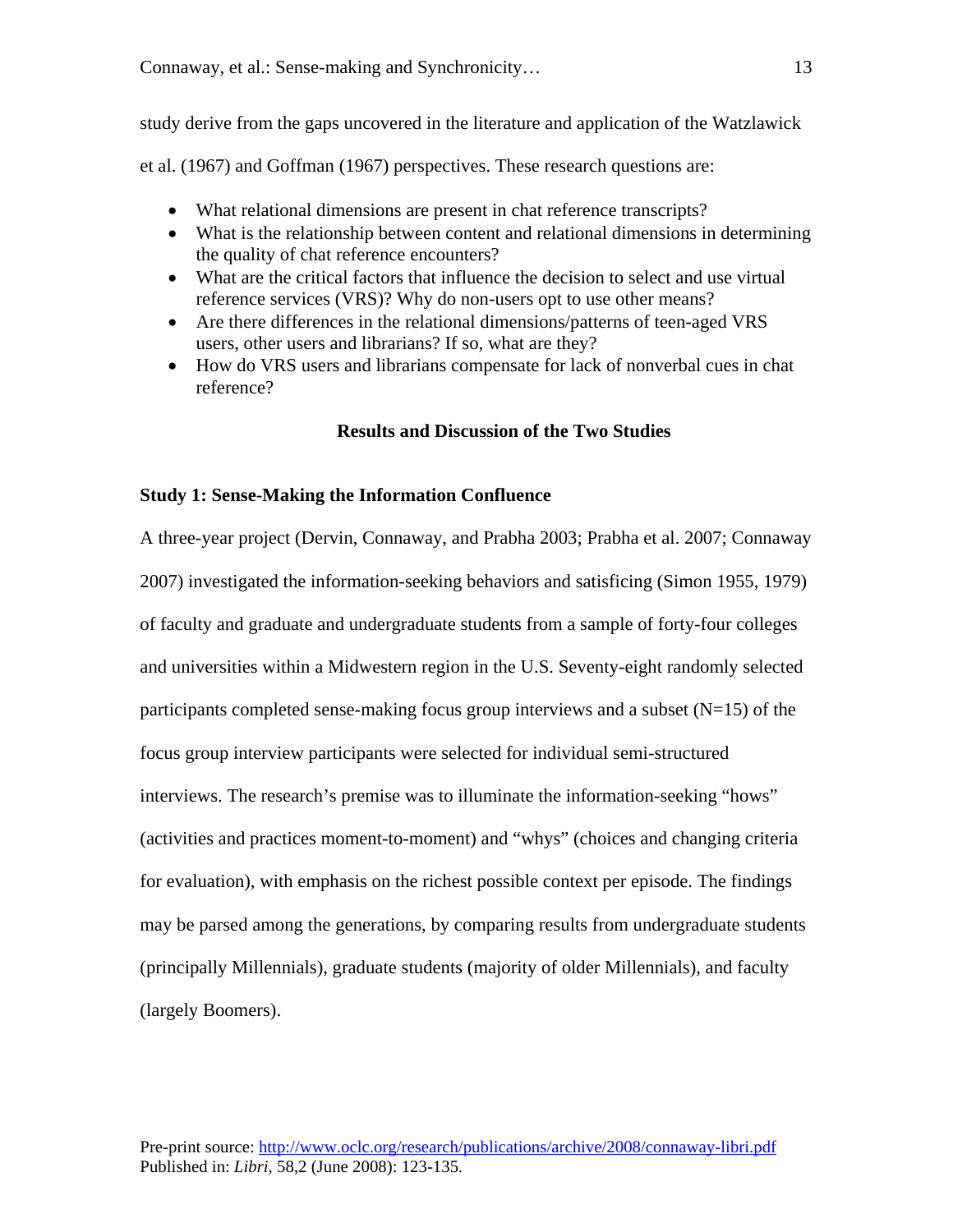study derive from the gaps uncovered in the literature and application of the Watzlawick et al. (1967) and Goffman (1967) perspectives. These research questions are:

- What relational dimensions are present in chat reference transcripts?
- What is the relationship between content and relational dimensions in determining the quality of chat reference encounters?
- What are the critical factors that influence the decision to select and use virtual reference services (VRS)? Why do non-users opt to use other means?
- Are there differences in the relational dimensions/patterns of teen-aged VRS users, other users and librarians? If so, what are they?
- How do VRS users and librarians compensate for lack of nonverbal cues in chat reference?

## Results and Discussion of the Two Studies

### Study 1: Sense-Making the Information Confluence

A three-year project (Dervin, Connaway, and Prabha 2003; Prabha et al. 2007; Connaway 2007) investigated the information-seeking behaviors and satisficing (Simon 1955, 1979) of faculty and graduate and undergraduate students from a sample of forty-four colleges and universities within a Midwestern region in the U.S. Seventy-eight randomly selected participants completed sense-making focus group interviews and a subset (N=15) of the focus group interview participants were selected for individual semi-structured interviews. The research's premise was to illuminate the information-seeking "hows" (activities and practices moment-to-moment) and "whys" (choices and changing criteria for evaluation), with emphasis on the richest possible context per episode. The findings may be parsed among the generations, by comparing results from undergraduate students (principally Millennials), graduate students (majority of older Millennials), and faculty (largely Boomers).

Pre-print source: http://www.oclc.org/research/publications/archive/2008/connaway-libri.pdf
Published in: *Libri*, 58,2 (June 2008): 123-135.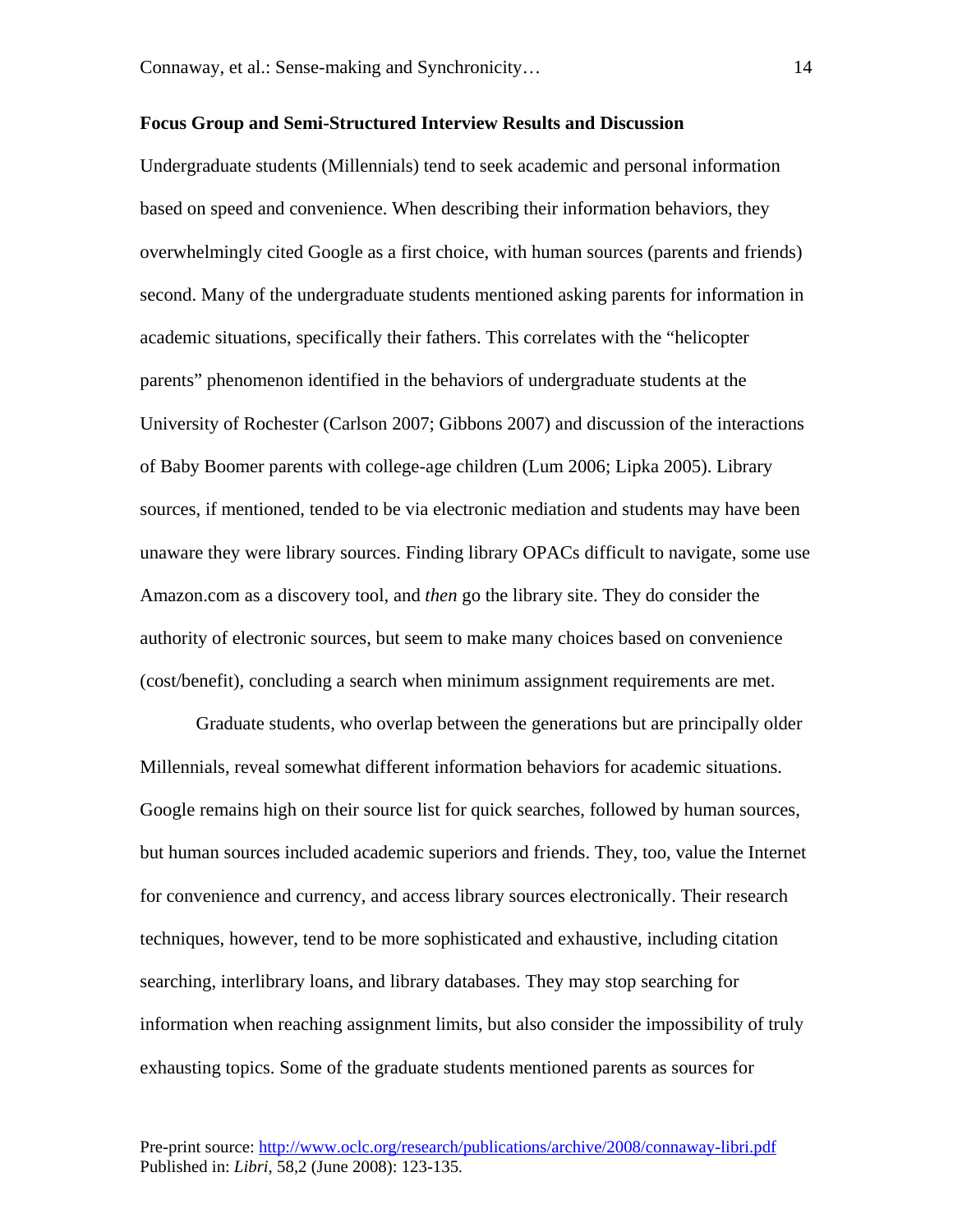**Focus Group and Semi-Structured Interview Results and Discussion**

Undergraduate students (Millennials) tend to seek academic and personal information based on speed and convenience. When describing their information behaviors, they overwhelmingly cited Google as a first choice, with human sources (parents and friends) second. Many of the undergraduate students mentioned asking parents for information in academic situations, specifically their fathers. This correlates with the "helicopter parents" phenomenon identified in the behaviors of undergraduate students at the University of Rochester (Carlson 2007; Gibbons 2007) and discussion of the interactions of Baby Boomer parents with college-age children (Lum 2006; Lipka 2005). Library sources, if mentioned, tended to be via electronic mediation and students may have been unaware they were library sources. Finding library OPACs difficult to navigate, some use Amazon.com as a discovery tool, and *then* go the library site. They do consider the authority of electronic sources, but seem to make many choices based on convenience (cost/benefit), concluding a search when minimum assignment requirements are met.

Graduate students, who overlap between the generations but are principally older Millennials, reveal somewhat different information behaviors for academic situations. Google remains high on their source list for quick searches, followed by human sources, but human sources included academic superiors and friends. They, too, value the Internet for convenience and currency, and access library sources electronically. Their research techniques, however, tend to be more sophisticated and exhaustive, including citation searching, interlibrary loans, and library databases. They may stop searching for information when reaching assignment limits, but also consider the impossibility of truly exhausting topics. Some of the graduate students mentioned parents as sources for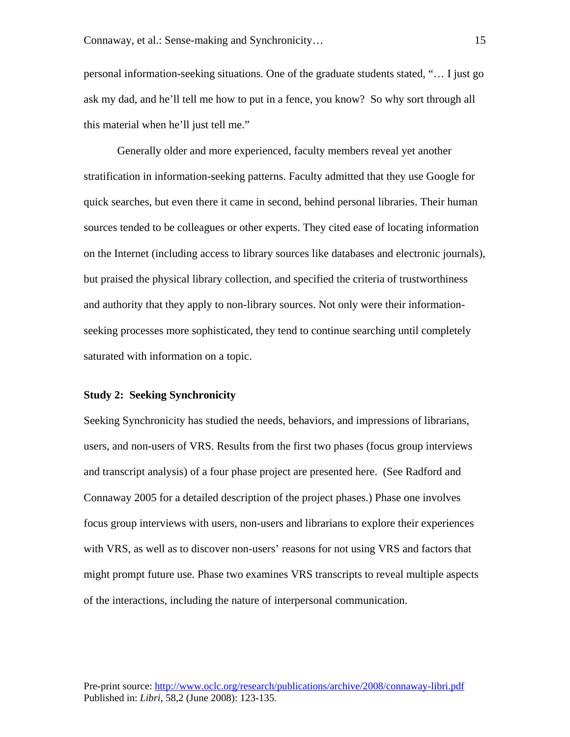personal information-seeking situations. One of the graduate students stated, "… I just go ask my dad, and he'll tell me how to put in a fence, you know? So why sort through all this material when he'll just tell me."

Generally older and more experienced, faculty members reveal yet another stratification in information-seeking patterns. Faculty admitted that they use Google for quick searches, but even there it came in second, behind personal libraries. Their human sources tended to be colleagues or other experts. They cited ease of locating information on the Internet (including access to library sources like databases and electronic journals), but praised the physical library collection, and specified the criteria of trustworthiness and authority that they apply to non-library sources. Not only were their information-seeking processes more sophisticated, they tend to continue searching until completely saturated with information on a topic.

**Study 2: Seeking Synchronicity**

Seeking Synchronicity has studied the needs, behaviors, and impressions of librarians, users, and non-users of VRS. Results from the first two phases (focus group interviews and transcript analysis) of a four phase project are presented here. (See Radford and Connaway 2005 for a detailed description of the project phases.) Phase one involves focus group interviews with users, non-users and librarians to explore their experiences with VRS, as well as to discover non-users' reasons for not using VRS and factors that might prompt future use. Phase two examines VRS transcripts to reveal multiple aspects of the interactions, including the nature of interpersonal communication.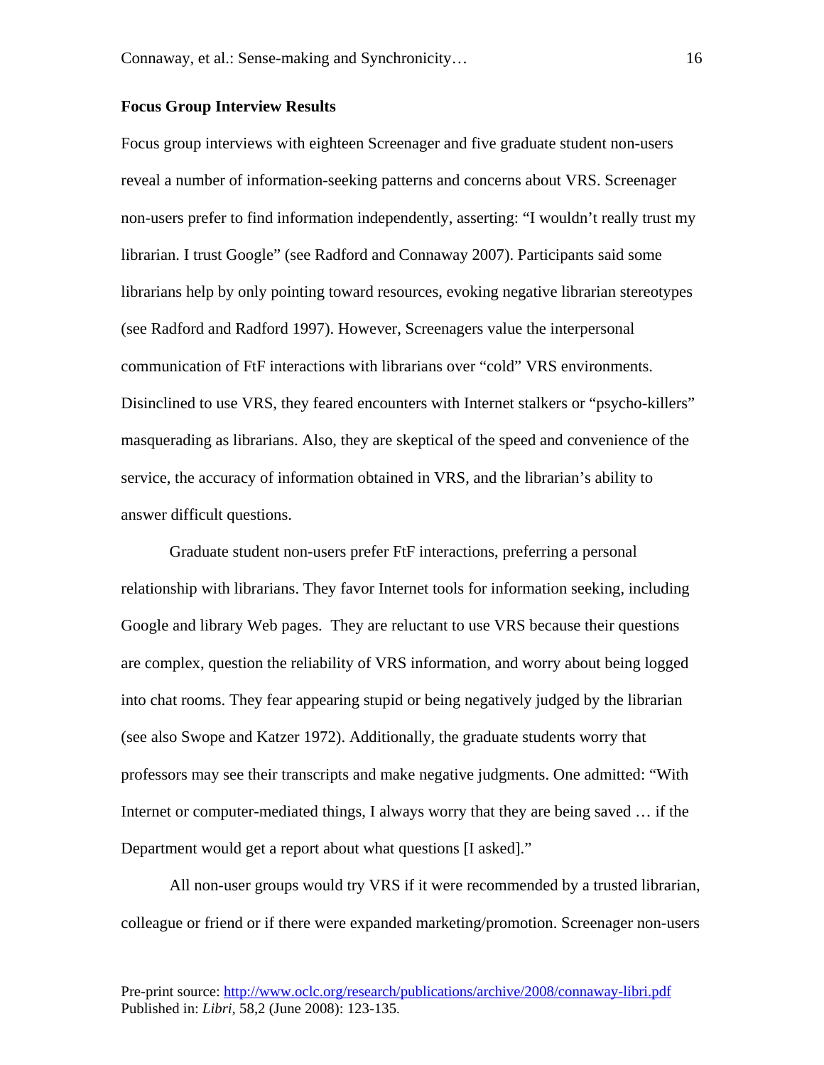**Focus Group Interview Results**

Focus group interviews with eighteen Screenager and five graduate student non-users reveal a number of information-seeking patterns and concerns about VRS. Screenager non-users prefer to find information independently, asserting: "I wouldn't really trust my librarian. I trust Google" (see Radford and Connaway 2007). Participants said some librarians help by only pointing toward resources, evoking negative librarian stereotypes (see Radford and Radford 1997). However, Screenagers value the interpersonal communication of FtF interactions with librarians over "cold" VRS environments. Disinclined to use VRS, they feared encounters with Internet stalkers or "psycho-killers" masquerading as librarians. Also, they are skeptical of the speed and convenience of the service, the accuracy of information obtained in VRS, and the librarian's ability to answer difficult questions.

Graduate student non-users prefer FtF interactions, preferring a personal relationship with librarians. They favor Internet tools for information seeking, including Google and library Web pages. They are reluctant to use VRS because their questions are complex, question the reliability of VRS information, and worry about being logged into chat rooms. They fear appearing stupid or being negatively judged by the librarian (see also Swope and Katzer 1972). Additionally, the graduate students worry that professors may see their transcripts and make negative judgments. One admitted: "With Internet or computer-mediated things, I always worry that they are being saved … if the Department would get a report about what questions [I asked]."

All non-user groups would try VRS if it were recommended by a trusted librarian, colleague or friend or if there were expanded marketing/promotion. Screenager non-users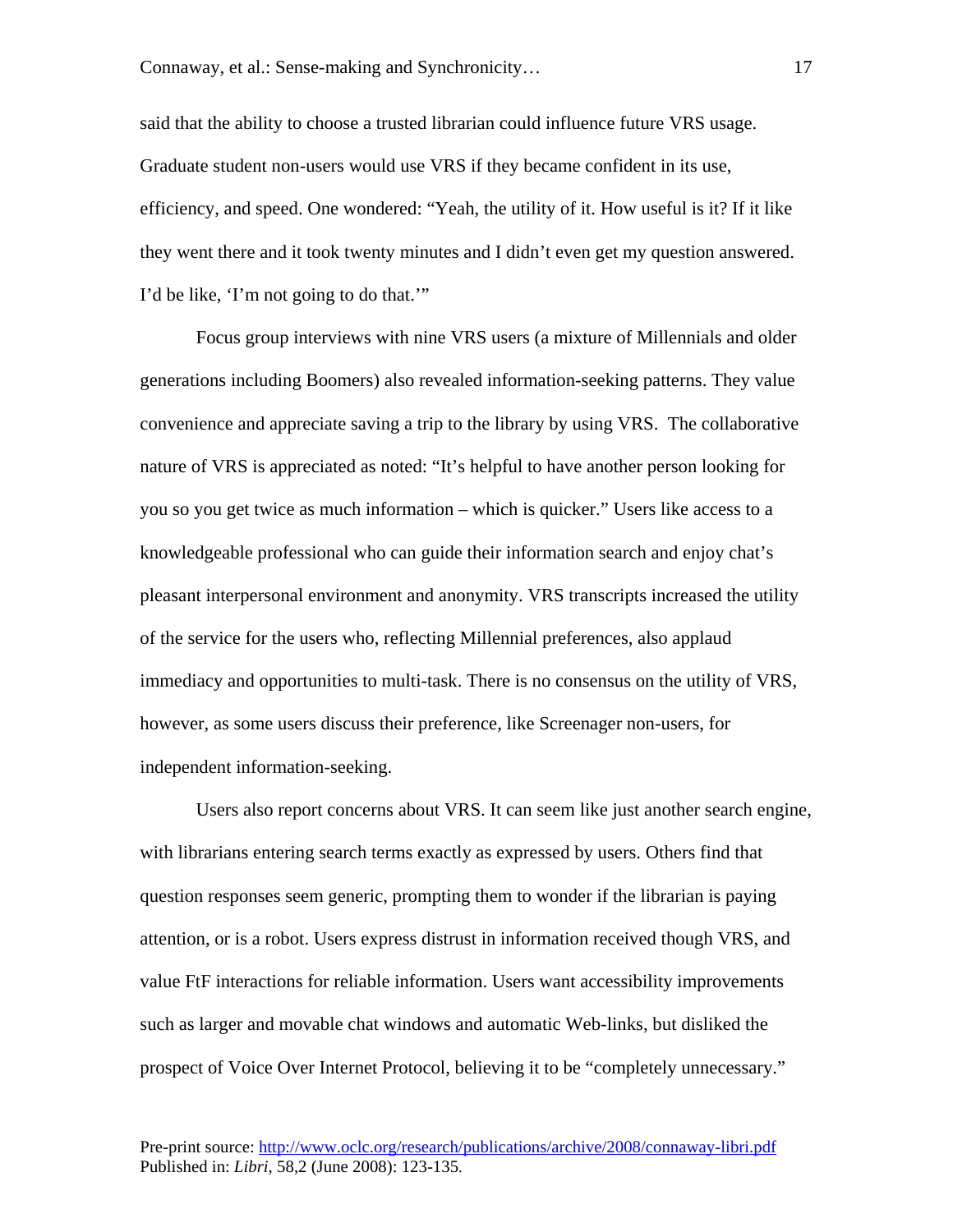said that the ability to choose a trusted librarian could influence future VRS usage. Graduate student non-users would use VRS if they became confident in its use, efficiency, and speed. One wondered: "Yeah, the utility of it. How useful is it? If it like they went there and it took twenty minutes and I didn't even get my question answered. I'd be like, 'I'm not going to do that.'"

Focus group interviews with nine VRS users (a mixture of Millennials and older generations including Boomers) also revealed information-seeking patterns. They value convenience and appreciate saving a trip to the library by using VRS. The collaborative nature of VRS is appreciated as noted: "It's helpful to have another person looking for you so you get twice as much information – which is quicker." Users like access to a knowledgeable professional who can guide their information search and enjoy chat's pleasant interpersonal environment and anonymity. VRS transcripts increased the utility of the service for the users who, reflecting Millennial preferences, also applaud immediacy and opportunities to multi-task. There is no consensus on the utility of VRS, however, as some users discuss their preference, like Screenager non-users, for independent information-seeking.

Users also report concerns about VRS. It can seem like just another search engine, with librarians entering search terms exactly as expressed by users. Others find that question responses seem generic, prompting them to wonder if the librarian is paying attention, or is a robot. Users express distrust in information received though VRS, and value FtF interactions for reliable information. Users want accessibility improvements such as larger and movable chat windows and automatic Web-links, but disliked the prospect of Voice Over Internet Protocol, believing it to be "completely unnecessary."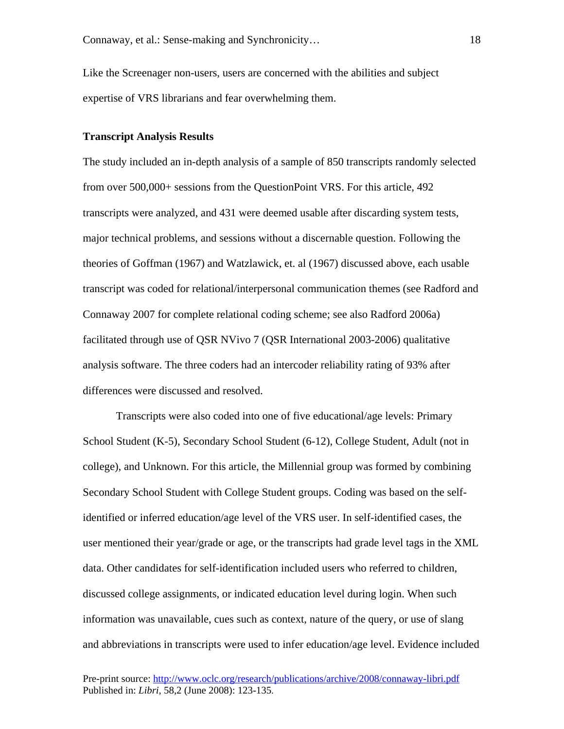Like the Screenager non-users, users are concerned with the abilities and subject expertise of VRS librarians and fear overwhelming them.

**Transcript Analysis Results**

The study included an in-depth analysis of a sample of 850 transcripts randomly selected from over 500,000+ sessions from the QuestionPoint VRS. For this article, 492 transcripts were analyzed, and 431 were deemed usable after discarding system tests, major technical problems, and sessions without a discernable question. Following the theories of Goffman (1967) and Watzlawick, et. al (1967) discussed above, each usable transcript was coded for relational/interpersonal communication themes (see Radford and Connaway 2007 for complete relational coding scheme; see also Radford 2006a) facilitated through use of QSR NVivo 7 (QSR International 2003-2006) qualitative analysis software. The three coders had an intercoder reliability rating of 93% after differences were discussed and resolved.

Transcripts were also coded into one of five educational/age levels: Primary School Student (K-5), Secondary School Student (6-12), College Student, Adult (not in college), and Unknown. For this article, the Millennial group was formed by combining Secondary School Student with College Student groups. Coding was based on the self-identified or inferred education/age level of the VRS user. In self-identified cases, the user mentioned their year/grade or age, or the transcripts had grade level tags in the XML data. Other candidates for self-identification included users who referred to children, discussed college assignments, or indicated education level during login. When such information was unavailable, cues such as context, nature of the query, or use of slang and abbreviations in transcripts were used to infer education/age level. Evidence included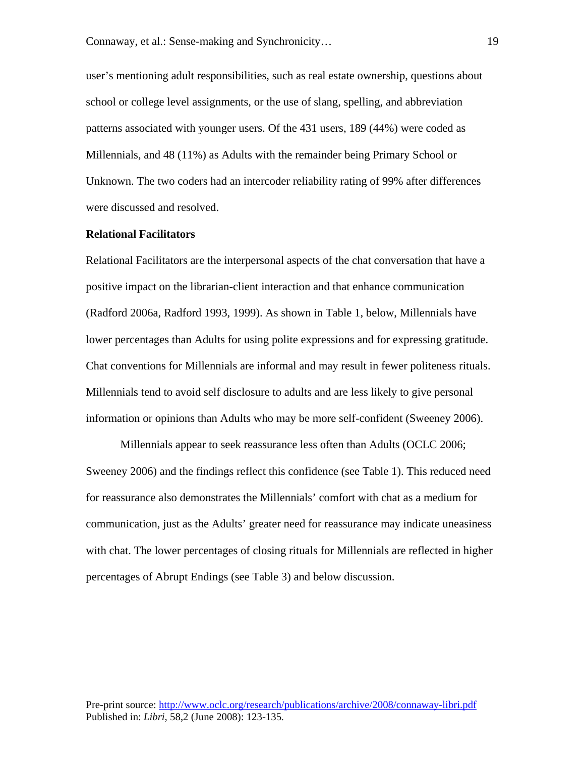user's mentioning adult responsibilities, such as real estate ownership, questions about school or college level assignments, or the use of slang, spelling, and abbreviation patterns associated with younger users. Of the 431 users, 189 (44%) were coded as Millennials, and 48 (11%) as Adults with the remainder being Primary School or Unknown. The two coders had an intercoder reliability rating of 99% after differences were discussed and resolved.

**Relational Facilitators**

Relational Facilitators are the interpersonal aspects of the chat conversation that have a positive impact on the librarian-client interaction and that enhance communication (Radford 2006a, Radford 1993, 1999). As shown in Table 1, below, Millennials have lower percentages than Adults for using polite expressions and for expressing gratitude. Chat conventions for Millennials are informal and may result in fewer politeness rituals. Millennials tend to avoid self disclosure to adults and are less likely to give personal information or opinions than Adults who may be more self-confident (Sweeney 2006).

Millennials appear to seek reassurance less often than Adults (OCLC 2006; Sweeney 2006) and the findings reflect this confidence (see Table 1). This reduced need for reassurance also demonstrates the Millennials' comfort with chat as a medium for communication, just as the Adults' greater need for reassurance may indicate uneasiness with chat. The lower percentages of closing rituals for Millennials are reflected in higher percentages of Abrupt Endings (see Table 3) and below discussion.

Pre-print source: http://www.oclc.org/research/publications/archive/2008/connaway-libri.pdf
Published in: *Libri*, 58,2 (June 2008): 123-135.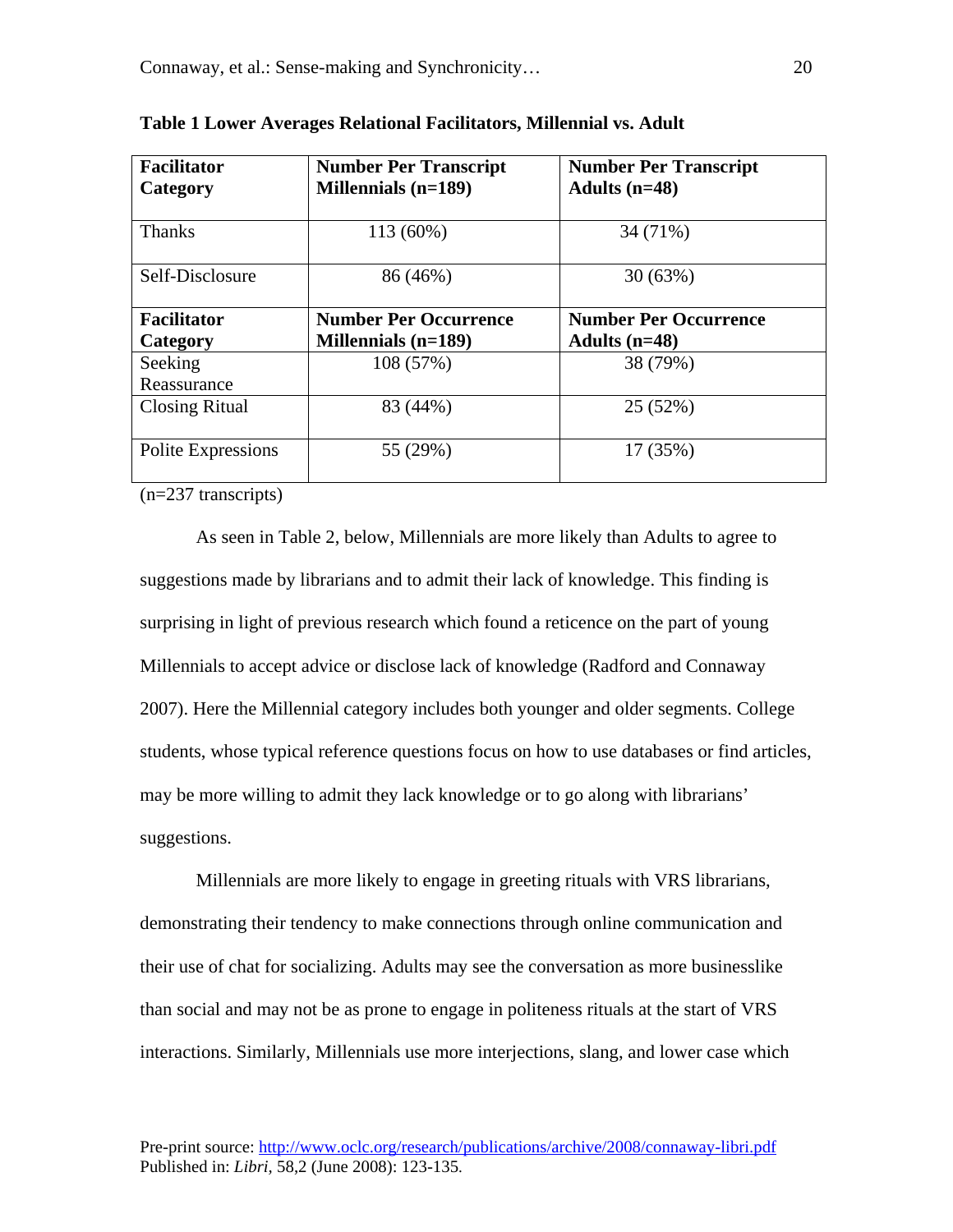**Table 1 Lower Averages Relational Facilitators, Millennial vs. Adult**

| Facilitator Category | Number Per Transcript Millennials (n=189) | Number Per Transcript Adults (n=48) |
|---|---|---|
| Thanks | 113 (60%) | 34 (71%) |
| Self-Disclosure | 86 (46%) | 30 (63%) |
| **Facilitator Category** | **Number Per Occurrence Millennials (n=189)** | **Number Per Occurrence Adults (n=48)** |
| Seeking Reassurance | 108 (57%) | 38 (79%) |
| Closing Ritual | 83 (44%) | 25 (52%) |
| Polite Expressions | 55 (29%) | 17 (35%) |

(n=237 transcripts)

As seen in Table 2, below, Millennials are more likely than Adults to agree to suggestions made by librarians and to admit their lack of knowledge. This finding is surprising in light of previous research which found a reticence on the part of young Millennials to accept advice or disclose lack of knowledge (Radford and Connaway 2007). Here the Millennial category includes both younger and older segments. College students, whose typical reference questions focus on how to use databases or find articles, may be more willing to admit they lack knowledge or to go along with librarians' suggestions.

Millennials are more likely to engage in greeting rituals with VRS librarians, demonstrating their tendency to make connections through online communication and their use of chat for socializing. Adults may see the conversation as more businesslike than social and may not be as prone to engage in politeness rituals at the start of VRS interactions. Similarly, Millennials use more interjections, slang, and lower case which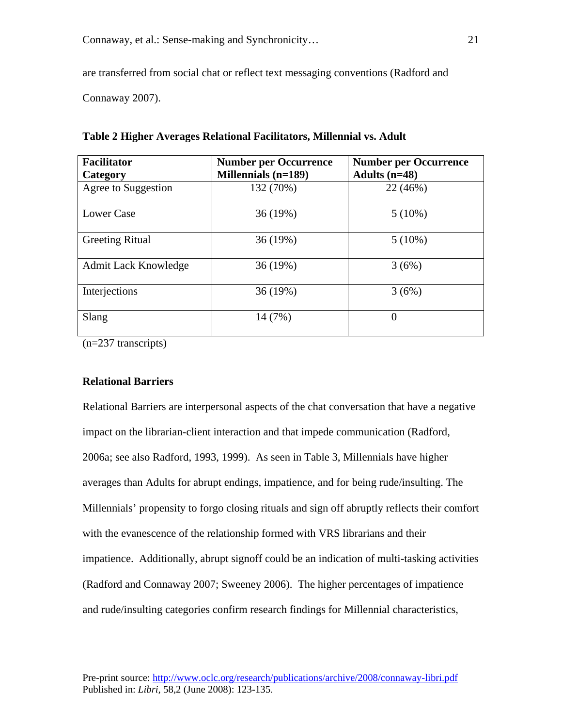are transferred from social chat or reflect text messaging conventions (Radford and Connaway 2007).

**Table 2 Higher Averages Relational Facilitators, Millennial vs. Adult**

| Facilitator Category | Number per Occurrence Millennials (n=189) | Number per Occurrence Adults (n=48) |
|---|---|---|
| Agree to Suggestion | 132 (70%) | 22 (46%) |
| Lower Case | 36 (19%) | 5 (10%) |
| Greeting Ritual | 36 (19%) | 5 (10%) |
| Admit Lack Knowledge | 36 (19%) | 3 (6%) |
| Interjections | 36 (19%) | 3 (6%) |
| Slang | 14 (7%) | 0 |

(n=237 transcripts)

### Relational Barriers

Relational Barriers are interpersonal aspects of the chat conversation that have a negative impact on the librarian-client interaction and that impede communication (Radford, 2006a; see also Radford, 1993, 1999). As seen in Table 3, Millennials have higher averages than Adults for abrupt endings, impatience, and for being rude/insulting. The Millennials' propensity to forgo closing rituals and sign off abruptly reflects their comfort with the evanescence of the relationship formed with VRS librarians and their impatience. Additionally, abrupt signoff could be an indication of multi-tasking activities (Radford and Connaway 2007; Sweeney 2006). The higher percentages of impatience and rude/insulting categories confirm research findings for Millennial characteristics,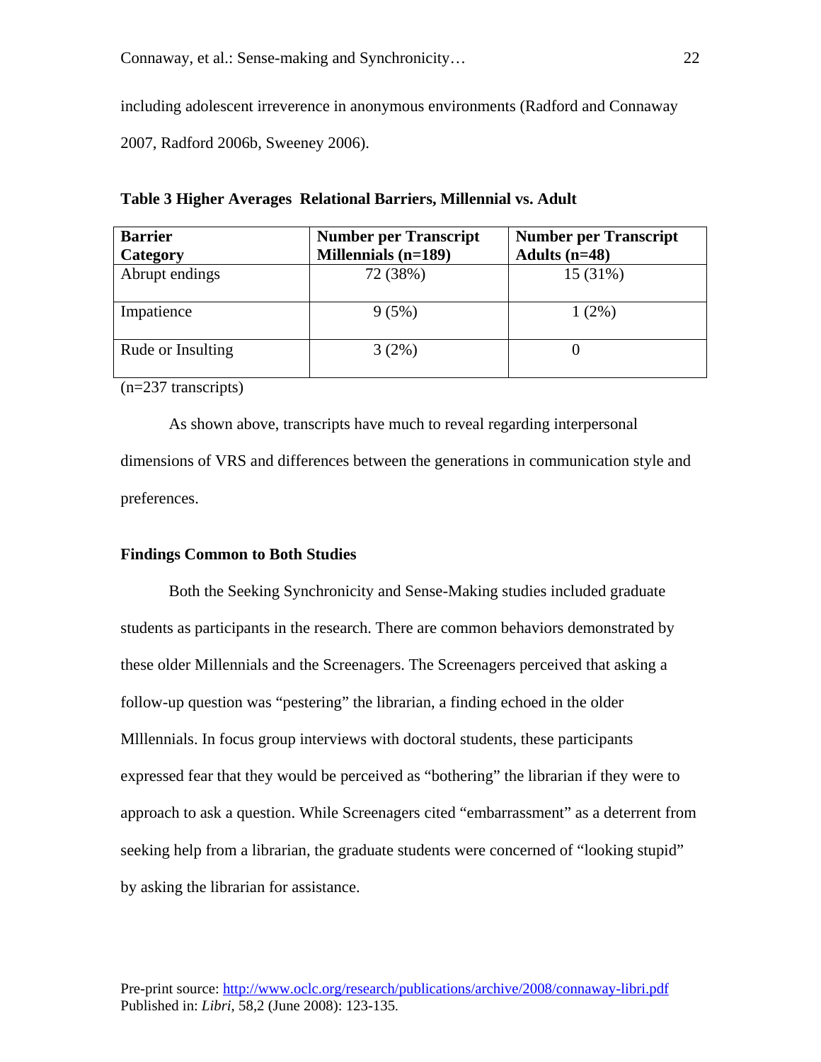including adolescent irreverence in anonymous environments (Radford and Connaway 2007, Radford 2006b, Sweeney 2006).

**Table 3 Higher Averages Relational Barriers, Millennial vs. Adult**

| Barrier Category | Number per Transcript Millennials (n=189) | Number per Transcript Adults (n=48) |
|---|---|---|
| Abrupt endings | 72 (38%) | 15 (31%) |
| Impatience | 9 (5%) | 1 (2%) |
| Rude or Insulting | 3 (2%) | 0 |

(n=237 transcripts)

As shown above, transcripts have much to reveal regarding interpersonal dimensions of VRS and differences between the generations in communication style and preferences.

**Findings Common to Both Studies**

Both the Seeking Synchronicity and Sense-Making studies included graduate students as participants in the research. There are common behaviors demonstrated by these older Millennials and the Screenagers. The Screenagers perceived that asking a follow-up question was "pestering" the librarian, a finding echoed in the older Mlllennials. In focus group interviews with doctoral students, these participants expressed fear that they would be perceived as "bothering" the librarian if they were to approach to ask a question. While Screenagers cited "embarrassment" as a deterrent from seeking help from a librarian, the graduate students were concerned of "looking stupid" by asking the librarian for assistance.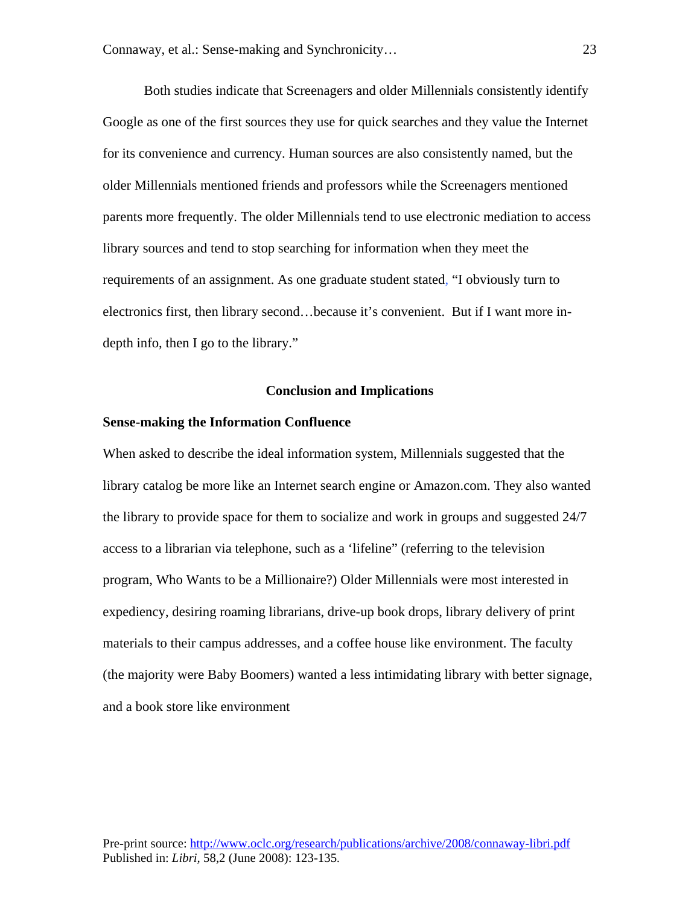Both studies indicate that Screenagers and older Millennials consistently identify Google as one of the first sources they use for quick searches and they value the Internet for its convenience and currency. Human sources are also consistently named, but the older Millennials mentioned friends and professors while the Screenagers mentioned parents more frequently. The older Millennials tend to use electronic mediation to access library sources and tend to stop searching for information when they meet the requirements of an assignment. As one graduate student stated, "I obviously turn to electronics first, then library second…because it's convenient.  But if I want more in-depth info, then I go to the library."

## Conclusion and Implications

### Sense-making the Information Confluence

When asked to describe the ideal information system, Millennials suggested that the library catalog be more like an Internet search engine or Amazon.com. They also wanted the library to provide space for them to socialize and work in groups and suggested 24/7 access to a librarian via telephone, such as a 'lifeline" (referring to the television program, Who Wants to be a Millionaire?) Older Millennials were most interested in expediency, desiring roaming librarians, drive-up book drops, library delivery of print materials to their campus addresses, and a coffee house like environment. The faculty (the majority were Baby Boomers) wanted a less intimidating library with better signage, and a book store like environment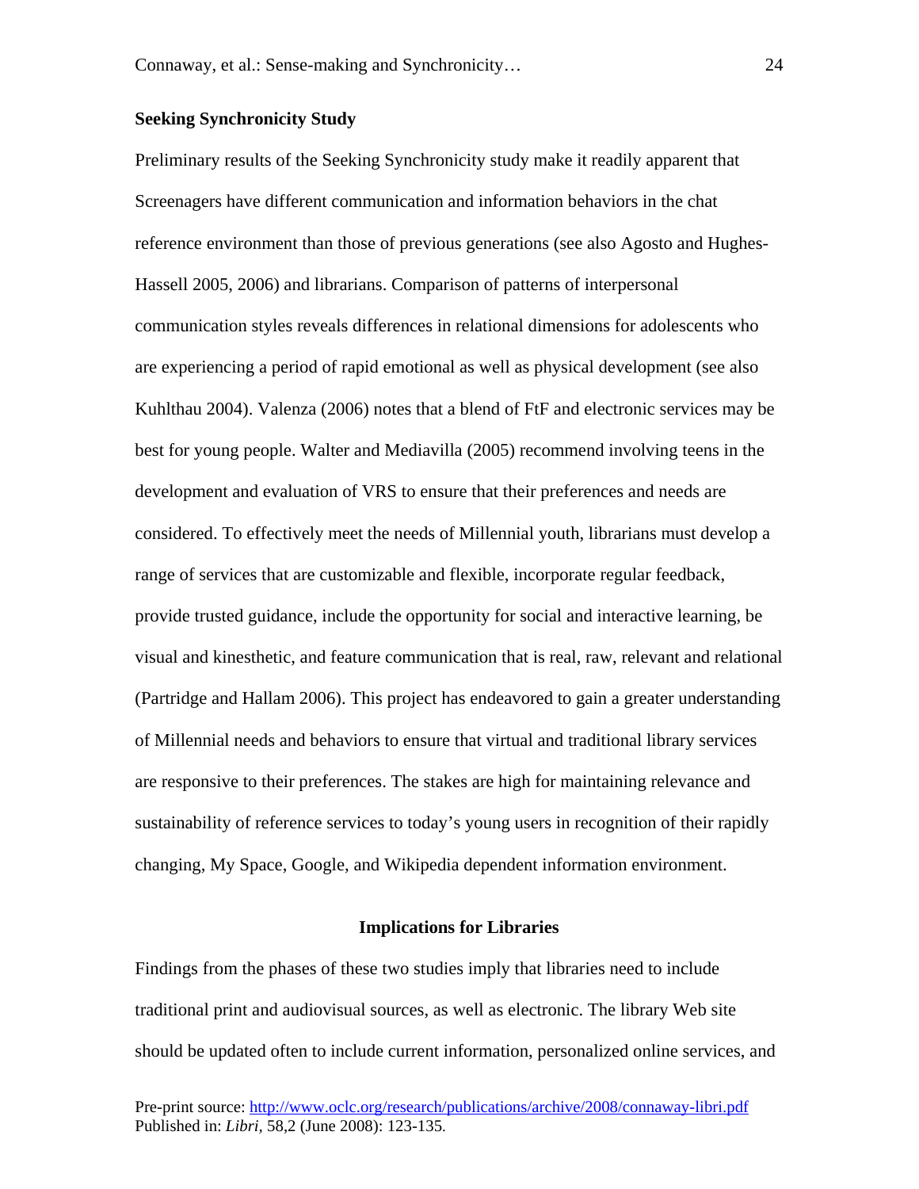### Seeking Synchronicity Study

Preliminary results of the Seeking Synchronicity study make it readily apparent that Screenagers have different communication and information behaviors in the chat reference environment than those of previous generations (see also Agosto and Hughes-Hassell 2005, 2006) and librarians. Comparison of patterns of interpersonal communication styles reveals differences in relational dimensions for adolescents who are experiencing a period of rapid emotional as well as physical development (see also Kuhlthau 2004). Valenza (2006) notes that a blend of FtF and electronic services may be best for young people. Walter and Mediavilla (2005) recommend involving teens in the development and evaluation of VRS to ensure that their preferences and needs are considered. To effectively meet the needs of Millennial youth, librarians must develop a range of services that are customizable and flexible, incorporate regular feedback, provide trusted guidance, include the opportunity for social and interactive learning, be visual and kinesthetic, and feature communication that is real, raw, relevant and relational (Partridge and Hallam 2006). This project has endeavored to gain a greater understanding of Millennial needs and behaviors to ensure that virtual and traditional library services are responsive to their preferences. The stakes are high for maintaining relevance and sustainability of reference services to today's young users in recognition of their rapidly changing, My Space, Google, and Wikipedia dependent information environment.

## Implications for Libraries

Findings from the phases of these two studies imply that libraries need to include traditional print and audiovisual sources, as well as electronic. The library Web site should be updated often to include current information, personalized online services, and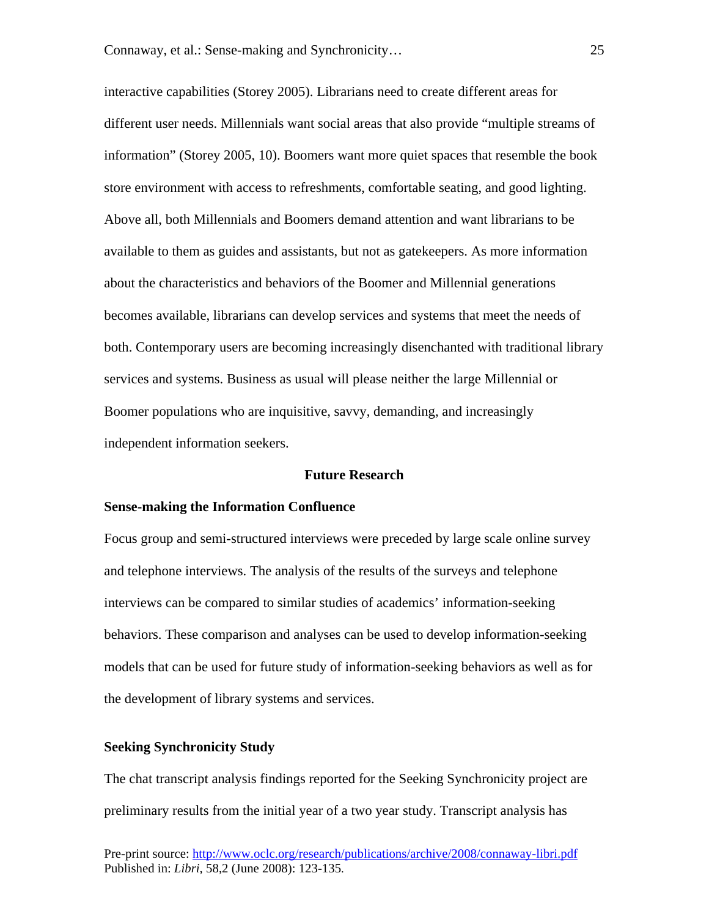interactive capabilities (Storey 2005). Librarians need to create different areas for different user needs. Millennials want social areas that also provide "multiple streams of information" (Storey 2005, 10). Boomers want more quiet spaces that resemble the book store environment with access to refreshments, comfortable seating, and good lighting. Above all, both Millennials and Boomers demand attention and want librarians to be available to them as guides and assistants, but not as gatekeepers. As more information about the characteristics and behaviors of the Boomer and Millennial generations becomes available, librarians can develop services and systems that meet the needs of both. Contemporary users are becoming increasingly disenchanted with traditional library services and systems. Business as usual will please neither the large Millennial or Boomer populations who are inquisitive, savvy, demanding, and increasingly independent information seekers.

## Future Research

### Sense-making the Information Confluence

Focus group and semi-structured interviews were preceded by large scale online survey and telephone interviews. The analysis of the results of the surveys and telephone interviews can be compared to similar studies of academics' information-seeking behaviors. These comparison and analyses can be used to develop information-seeking models that can be used for future study of information-seeking behaviors as well as for the development of library systems and services.

### Seeking Synchronicity Study

The chat transcript analysis findings reported for the Seeking Synchronicity project are preliminary results from the initial year of a two year study. Transcript analysis has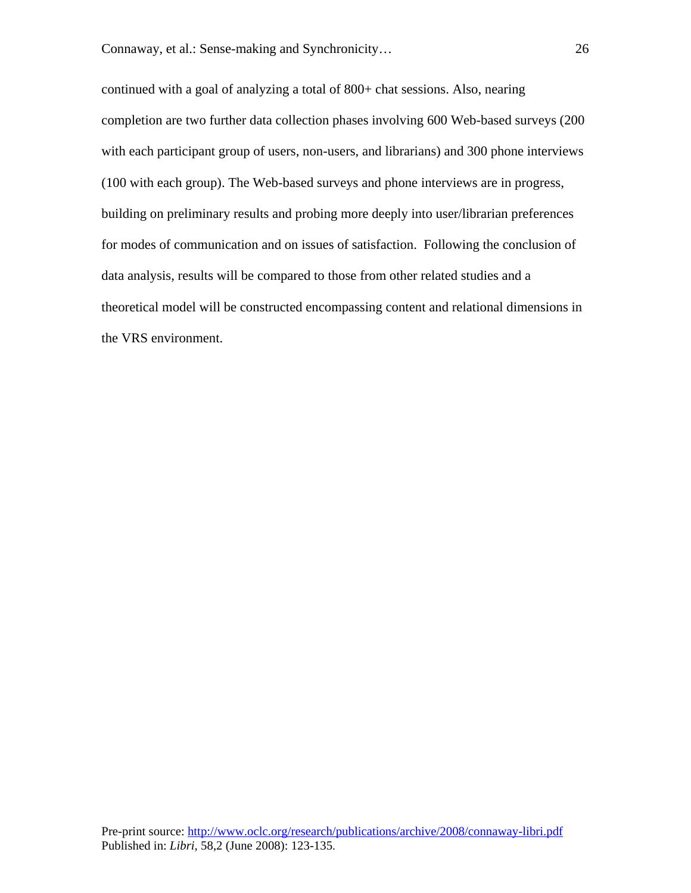continued with a goal of analyzing a total of 800+ chat sessions. Also, nearing completion are two further data collection phases involving 600 Web-based surveys (200 with each participant group of users, non-users, and librarians) and 300 phone interviews (100 with each group). The Web-based surveys and phone interviews are in progress, building on preliminary results and probing more deeply into user/librarian preferences for modes of communication and on issues of satisfaction. Following the conclusion of data analysis, results will be compared to those from other related studies and a theoretical model will be constructed encompassing content and relational dimensions in the VRS environment.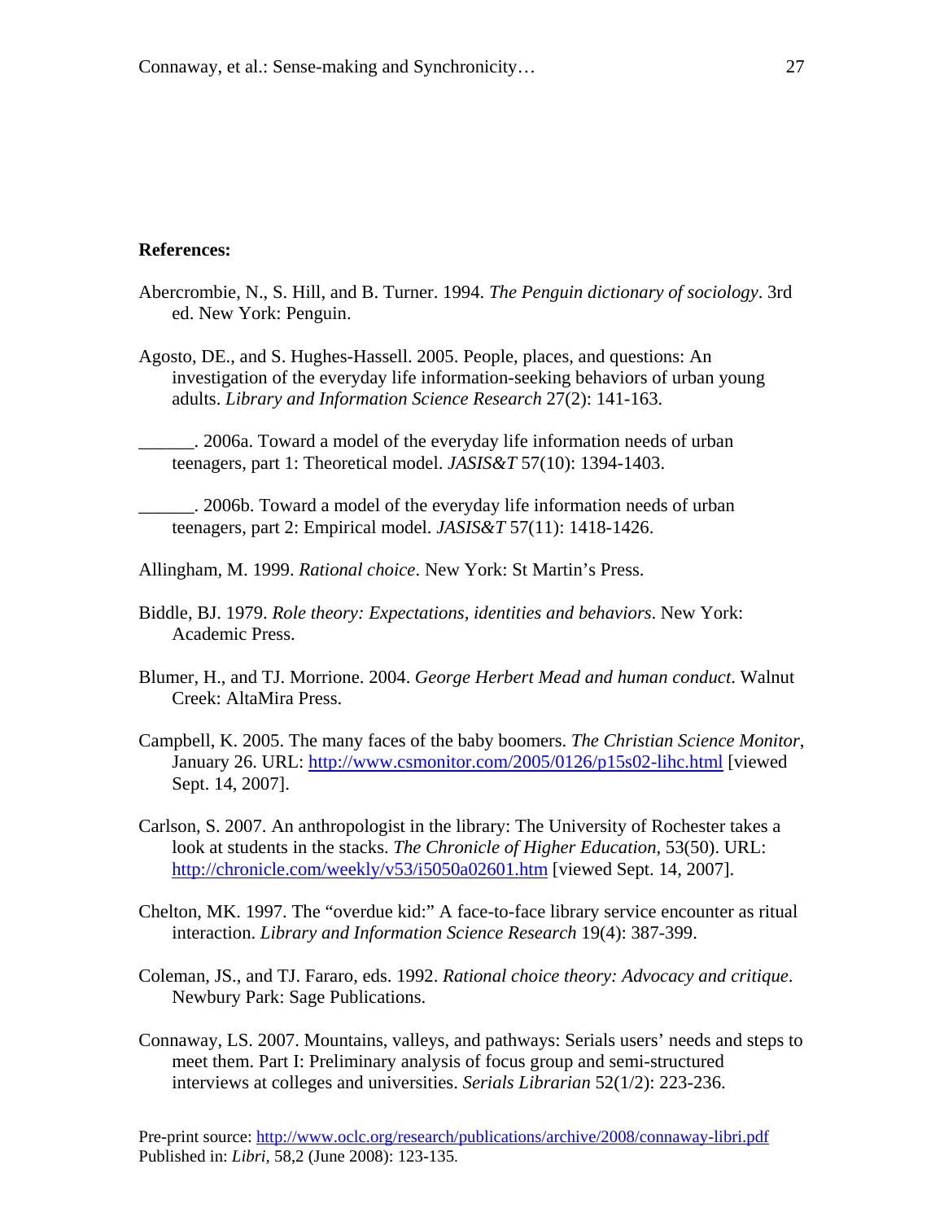**References:**

Abercrombie, N., S. Hill, and B. Turner. 1994. *The Penguin dictionary of sociology*. 3rd ed. New York: Penguin.

Agosto, DE., and S. Hughes-Hassell. 2005. People, places, and questions: An investigation of the everyday life information-seeking behaviors of urban young adults. *Library and Information Science Research* 27(2): 141-163.

______. 2006a. Toward a model of the everyday life information needs of urban teenagers, part 1: Theoretical model. *JASIS&T* 57(10): 1394-1403.

______. 2006b. Toward a model of the everyday life information needs of urban teenagers, part 2: Empirical model. *JASIS&T* 57(11): 1418-1426.

Allingham, M. 1999. *Rational choice*. New York: St Martin's Press.

Biddle, BJ. 1979. *Role theory: Expectations, identities and behaviors*. New York: Academic Press.

Blumer, H., and TJ. Morrione. 2004. *George Herbert Mead and human conduct*. Walnut Creek: AltaMira Press.

Campbell, K. 2005. The many faces of the baby boomers. *The Christian Science Monitor*, January 26. URL: http://www.csmonitor.com/2005/0126/p15s02-lihc.html [viewed Sept. 14, 2007].

Carlson, S. 2007. An anthropologist in the library: The University of Rochester takes a look at students in the stacks. *The Chronicle of Higher Education*, 53(50). URL: http://chronicle.com/weekly/v53/i5050a02601.htm [viewed Sept. 14, 2007].

Chelton, MK. 1997. The "overdue kid:" A face-to-face library service encounter as ritual interaction. *Library and Information Science Research* 19(4): 387-399.

Coleman, JS., and TJ. Fararo, eds. 1992. *Rational choice theory: Advocacy and critique*. Newbury Park: Sage Publications.

Connaway, LS. 2007. Mountains, valleys, and pathways: Serials users' needs and steps to meet them. Part I: Preliminary analysis of focus group and semi-structured interviews at colleges and universities. *Serials Librarian* 52(1/2): 223-236.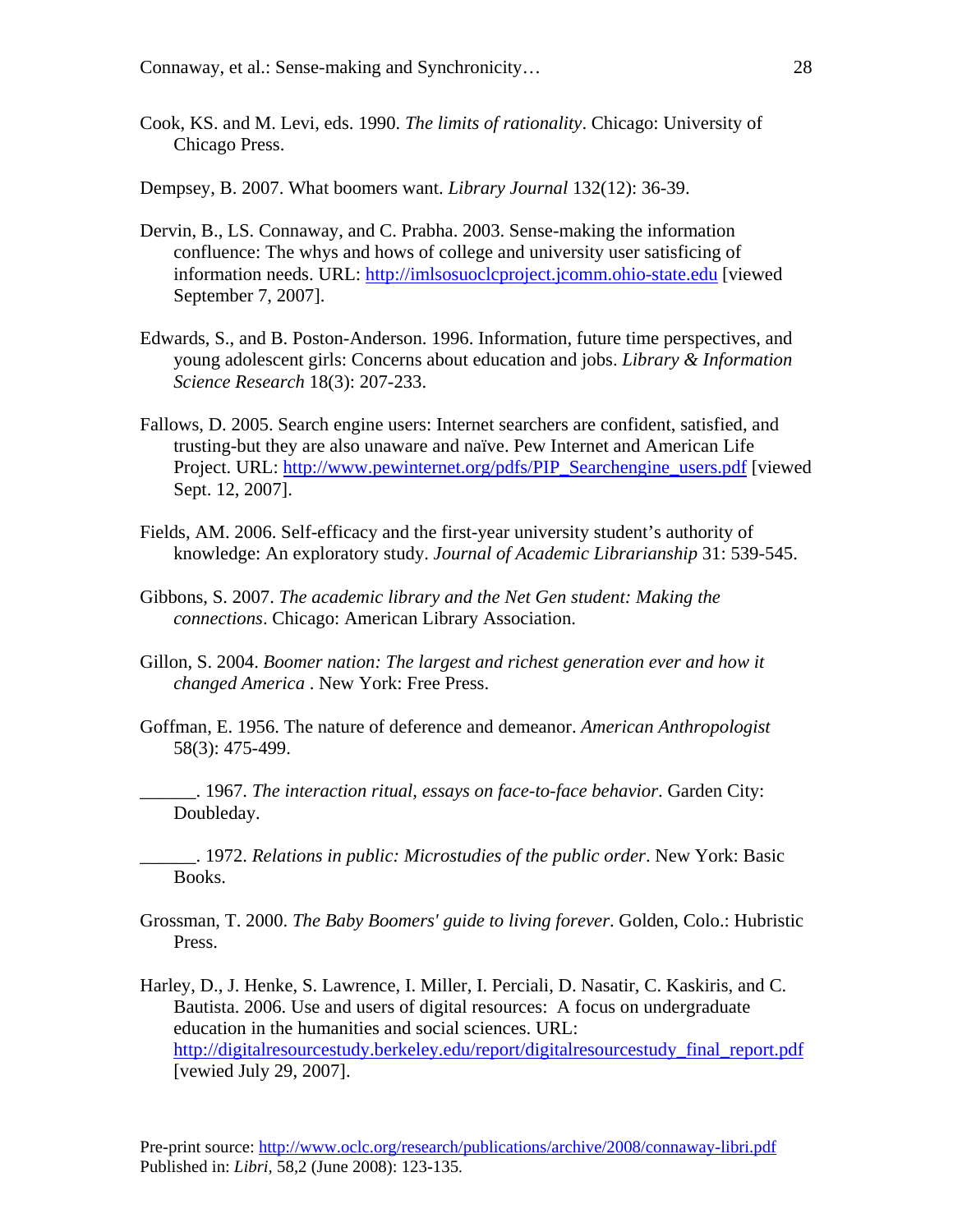Cook, KS. and M. Levi, eds. 1990. *The limits of rationality*. Chicago: University of Chicago Press.

Dempsey, B. 2007. What boomers want. *Library Journal* 132(12): 36-39.

Dervin, B., LS. Connaway, and C. Prabha. 2003. Sense-making the information confluence: The whys and hows of college and university user satisficing of information needs. URL: http://imlsosuoclcproject.jcomm.ohio-state.edu [viewed September 7, 2007].

Edwards, S., and B. Poston-Anderson. 1996. Information, future time perspectives, and young adolescent girls: Concerns about education and jobs. *Library & Information Science Research* 18(3): 207-233.

Fallows, D. 2005. Search engine users: Internet searchers are confident, satisfied, and trusting-but they are also unaware and naïve. Pew Internet and American Life Project. URL: http://www.pewinternet.org/pdfs/PIP_Searchengine_users.pdf [viewed Sept. 12, 2007].

Fields, AM. 2006. Self-efficacy and the first-year university student's authority of knowledge: An exploratory study. *Journal of Academic Librarianship* 31: 539-545.

Gibbons, S. 2007. *The academic library and the Net Gen student: Making the connections*. Chicago: American Library Association.

Gillon, S. 2004. *Boomer nation: The largest and richest generation ever and how it changed America* . New York: Free Press.

Goffman, E. 1956. The nature of deference and demeanor. *American Anthropologist* 58(3): 475-499.

______. 1967. *The interaction ritual, essays on face-to-face behavior.* Garden City: Doubleday.

______. 1972. *Relations in public: Microstudies of the public order*. New York: Basic Books.

Grossman, T. 2000. *The Baby Boomers' guide to living forever*. Golden, Colo.: Hubristic Press.

Harley, D., J. Henke, S. Lawrence, I. Miller, I. Perciali, D. Nasatir, C. Kaskiris, and C. Bautista. 2006. Use and users of digital resources: A focus on undergraduate education in the humanities and social sciences. URL: http://digitalresourcestudy.berkeley.edu/report/digitalresourcestudy_final_report.pdf [vewied July 29, 2007].

Pre-print source: http://www.oclc.org/research/publications/archive/2008/connaway-libri.pdf
Published in: *Libri*, 58,2 (June 2008): 123-135.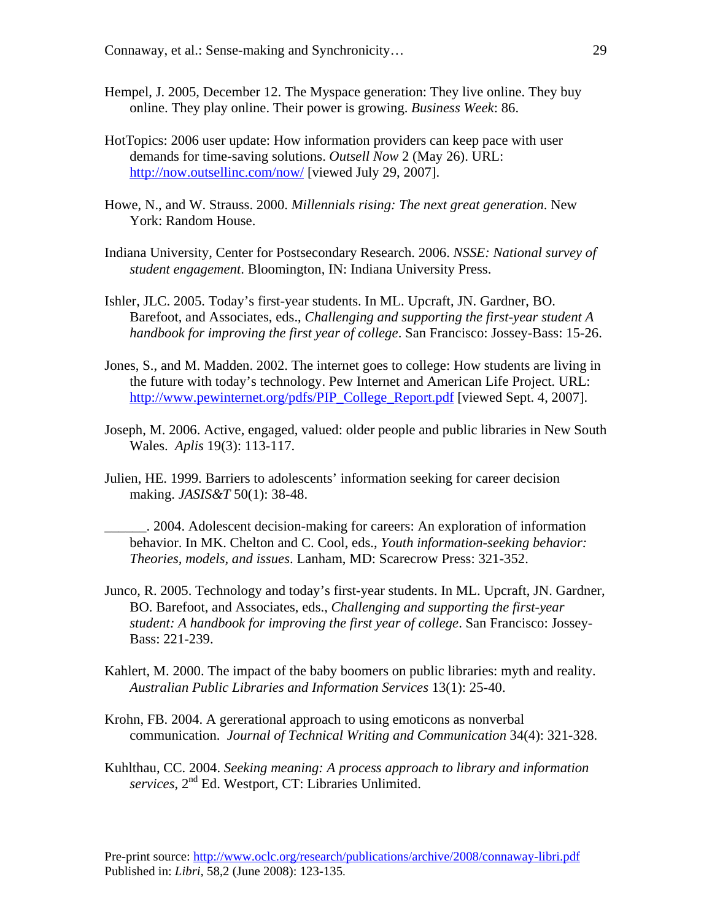Hempel, J. 2005, December 12. The Myspace generation: They live online. They buy online. They play online. Their power is growing. *Business Week*: 86.

HotTopics: 2006 user update: How information providers can keep pace with user demands for time-saving solutions. *Outsell Now* 2 (May 26). URL: http://now.outsellinc.com/now/ [viewed July 29, 2007].

Howe, N., and W. Strauss. 2000. *Millennials rising: The next great generation*. New York: Random House.

Indiana University, Center for Postsecondary Research. 2006. *NSSE: National survey of student engagement*. Bloomington, IN: Indiana University Press.

Ishler, JLC. 2005. Today's first-year students. In ML. Upcraft, JN. Gardner, BO. Barefoot, and Associates, eds., *Challenging and supporting the first-year student A handbook for improving the first year of college*. San Francisco: Jossey-Bass: 15-26.

Jones, S., and M. Madden. 2002. The internet goes to college: How students are living in the future with today's technology. Pew Internet and American Life Project. URL: http://www.pewinternet.org/pdfs/PIP_College_Report.pdf [viewed Sept. 4, 2007].

Joseph, M. 2006. Active, engaged, valued: older people and public libraries in New South Wales. *Aplis* 19(3): 113-117.

Julien, HE. 1999. Barriers to adolescents' information seeking for career decision making. *JASIS&T* 50(1): 38-48.

______. 2004. Adolescent decision-making for careers: An exploration of information behavior. In MK. Chelton and C. Cool, eds., *Youth information-seeking behavior: Theories, models, and issues*. Lanham, MD: Scarecrow Press: 321-352.

Junco, R. 2005. Technology and today's first-year students. In ML. Upcraft, JN. Gardner, BO. Barefoot, and Associates, eds., *Challenging and supporting the first-year student: A handbook for improving the first year of college*. San Francisco: Jossey-Bass: 221-239.

Kahlert, M. 2000. The impact of the baby boomers on public libraries: myth and reality. *Australian Public Libraries and Information Services* 13(1): 25-40.

Krohn, FB. 2004. A gererational approach to using emoticons as nonverbal communication. *Journal of Technical Writing and Communication* 34(4): 321-328.

Kuhlthau, CC. 2004. *Seeking meaning: A process approach to library and information services*, 2nd Ed. Westport, CT: Libraries Unlimited.

Pre-print source: http://www.oclc.org/research/publications/archive/2008/connaway-libri.pdf
Published in: *Libri*, 58,2 (June 2008): 123-135.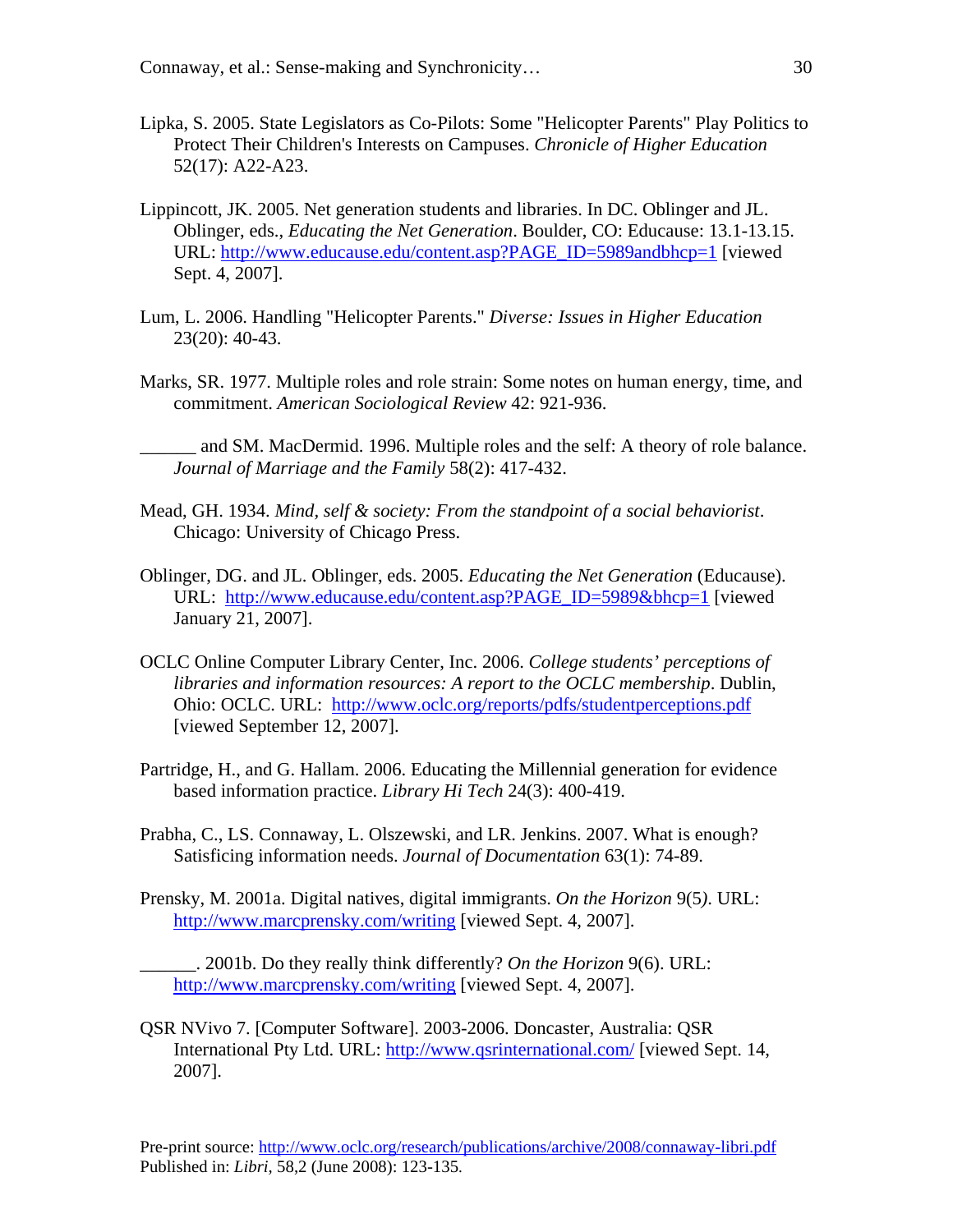Lipka, S. 2005. State Legislators as Co-Pilots: Some "Helicopter Parents" Play Politics to Protect Their Children's Interests on Campuses. *Chronicle of Higher Education* 52(17): A22-A23.

Lippincott, JK. 2005. Net generation students and libraries. In DC. Oblinger and JL. Oblinger, eds., *Educating the Net Generation*. Boulder, CO: Educause: 13.1-13.15. URL: http://www.educause.edu/content.asp?PAGE_ID=5989andbhcp=1 [viewed Sept. 4, 2007].

Lum, L. 2006. Handling "Helicopter Parents." *Diverse: Issues in Higher Education* 23(20): 40-43.

Marks, SR. 1977. Multiple roles and role strain: Some notes on human energy, time, and commitment. *American Sociological Review* 42: 921-936.

______ and SM. MacDermid. 1996. Multiple roles and the self: A theory of role balance. *Journal of Marriage and the Family* 58(2): 417-432.

Mead, GH. 1934. *Mind, self & society: From the standpoint of a social behaviorist*. Chicago: University of Chicago Press.

Oblinger, DG. and JL. Oblinger, eds. 2005. *Educating the Net Generation* (Educause). URL: http://www.educause.edu/content.asp?PAGE_ID=5989&bhcp=1 [viewed January 21, 2007].

OCLC Online Computer Library Center, Inc. 2006. *College students' perceptions of libraries and information resources: A report to the OCLC membership*. Dublin, Ohio: OCLC. URL: http://www.oclc.org/reports/pdfs/studentperceptions.pdf [viewed September 12, 2007].

Partridge, H., and G. Hallam. 2006. Educating the Millennial generation for evidence based information practice. *Library Hi Tech* 24(3): 400-419.

Prabha, C., LS. Connaway, L. Olszewski, and LR. Jenkins. 2007. What is enough? Satisficing information needs. *Journal of Documentation* 63(1): 74-89.

Prensky, M. 2001a. Digital natives, digital immigrants. *On the Horizon* 9(5). URL: http://www.marcprensky.com/writing [viewed Sept. 4, 2007].

______. 2001b. Do they really think differently? *On the Horizon* 9(6). URL: http://www.marcprensky.com/writing [viewed Sept. 4, 2007].

QSR NVivo 7. [Computer Software]. 2003-2006. Doncaster, Australia: QSR International Pty Ltd. URL: http://www.qsrinternational.com/ [viewed Sept. 14, 2007].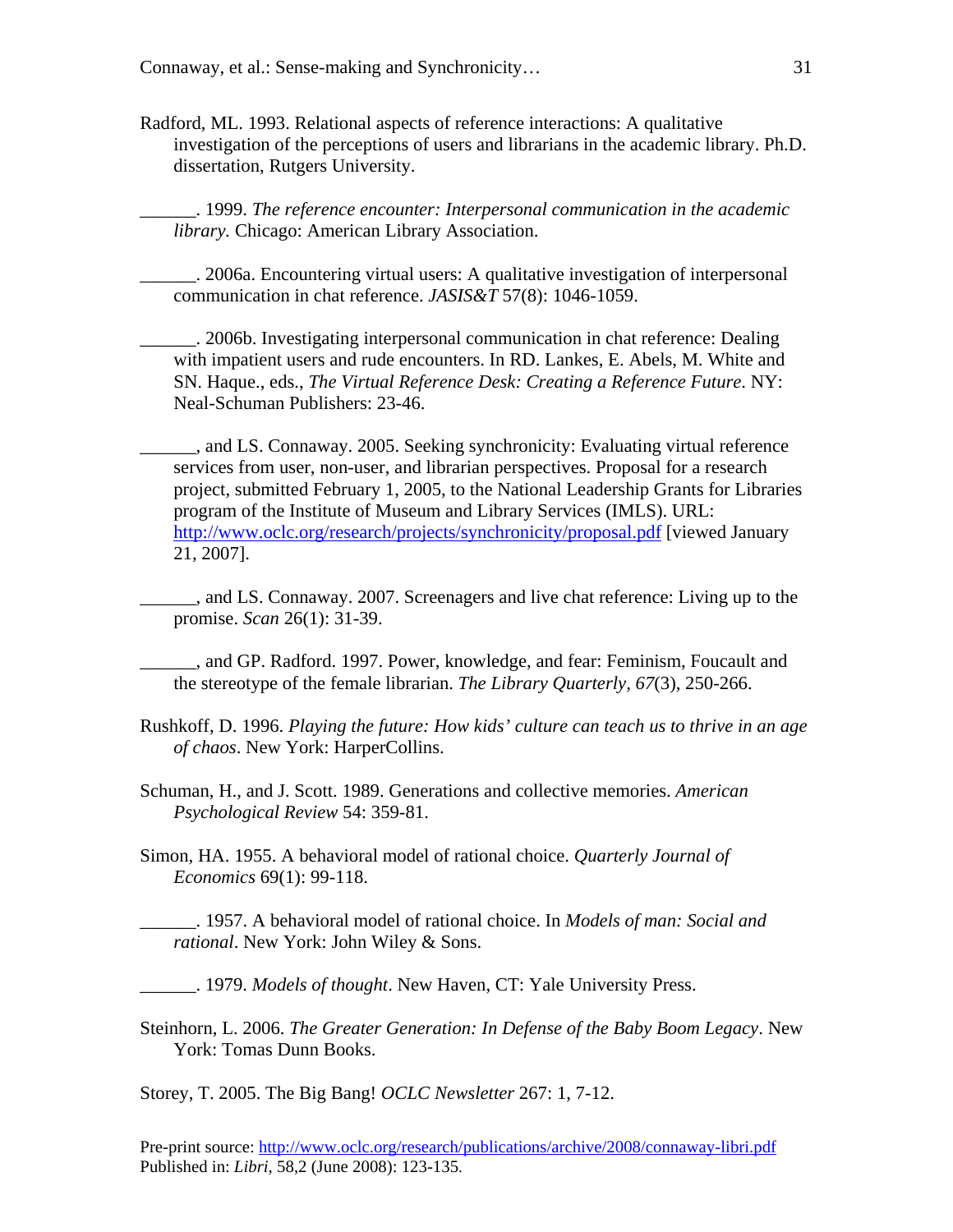Radford, ML. 1993. Relational aspects of reference interactions: A qualitative investigation of the perceptions of users and librarians in the academic library. Ph.D. dissertation, Rutgers University.

______. 1999. *The reference encounter: Interpersonal communication in the academic library.* Chicago: American Library Association.

______. 2006a. Encountering virtual users: A qualitative investigation of interpersonal communication in chat reference. *JASIS&T* 57(8): 1046-1059.

______. 2006b. Investigating interpersonal communication in chat reference: Dealing with impatient users and rude encounters. In RD. Lankes, E. Abels, M. White and SN. Haque., eds., *The Virtual Reference Desk: Creating a Reference Future*. NY: Neal-Schuman Publishers: 23-46.

______, and LS. Connaway. 2005. Seeking synchronicity: Evaluating virtual reference services from user, non-user, and librarian perspectives. Proposal for a research project, submitted February 1, 2005, to the National Leadership Grants for Libraries program of the Institute of Museum and Library Services (IMLS). URL: http://www.oclc.org/research/projects/synchronicity/proposal.pdf [viewed January 21, 2007].

______, and LS. Connaway. 2007. Screenagers and live chat reference: Living up to the promise. *Scan* 26(1): 31-39.

______, and GP. Radford. 1997. Power, knowledge, and fear: Feminism, Foucault and the stereotype of the female librarian. *The Library Quarterly, 67*(3), 250-266.

Rushkoff, D. 1996. *Playing the future: How kids' culture can teach us to thrive in an age of chaos*. New York: HarperCollins.

Schuman, H., and J. Scott. 1989. Generations and collective memories. *American Psychological Review* 54: 359-81.

Simon, HA. 1955. A behavioral model of rational choice. *Quarterly Journal of Economics* 69(1): 99-118.

______. 1957. A behavioral model of rational choice. In *Models of man: Social and rational*. New York: John Wiley & Sons.

______. 1979. *Models of thought*. New Haven, CT: Yale University Press.

Steinhorn, L. 2006. *The Greater Generation: In Defense of the Baby Boom Legacy*. New York: Tomas Dunn Books.

Storey, T. 2005. The Big Bang! *OCLC Newsletter* 267: 1, 7-12.

Pre-print source: http://www.oclc.org/research/publications/archive/2008/connaway-libri.pdf
Published in: *Libri,* 58,2 (June 2008): 123-135.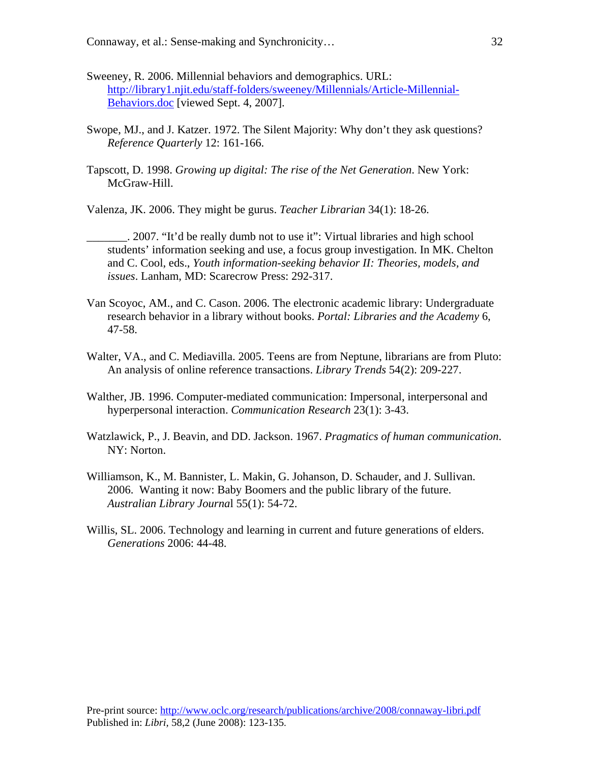Sweeney, R. 2006. Millennial behaviors and demographics. URL: http://library1.njit.edu/staff-folders/sweeney/Millennials/Article-Millennial-Behaviors.doc [viewed Sept. 4, 2007].

Swope, MJ., and J. Katzer. 1972. The Silent Majority: Why don't they ask questions? *Reference Quarterly* 12: 161-166.

Tapscott, D. 1998. *Growing up digital: The rise of the Net Generation*. New York: McGraw-Hill.

Valenza, JK. 2006. They might be gurus. *Teacher Librarian* 34(1): 18-26.

_______. 2007. "It'd be really dumb not to use it": Virtual libraries and high school students' information seeking and use, a focus group investigation. In MK. Chelton and C. Cool, eds., *Youth information-seeking behavior II: Theories, models, and issues*. Lanham, MD: Scarecrow Press: 292-317.

Van Scoyoc, AM., and C. Cason. 2006. The electronic academic library: Undergraduate research behavior in a library without books. *Portal: Libraries and the Academy* 6, 47-58.

Walter, VA., and C. Mediavilla. 2005. Teens are from Neptune, librarians are from Pluto: An analysis of online reference transactions. *Library Trends* 54(2): 209-227.

Walther, JB. 1996. Computer-mediated communication: Impersonal, interpersonal and hyperpersonal interaction. *Communication Research* 23(1): 3-43.

Watzlawick, P., J. Beavin, and DD. Jackson. 1967. *Pragmatics of human communication*. NY: Norton.

Williamson, K., M. Bannister, L. Makin, G. Johanson, D. Schauder, and J. Sullivan. 2006. Wanting it now: Baby Boomers and the public library of the future. *Australian Library Journal* 55(1): 54-72.

Willis, SL. 2006. Technology and learning in current and future generations of elders. *Generations* 2006: 44-48.

Pre-print source: http://www.oclc.org/research/publications/archive/2008/connaway-libri.pdf
Published in: *Libri*, 58,2 (June 2008): 123-135.